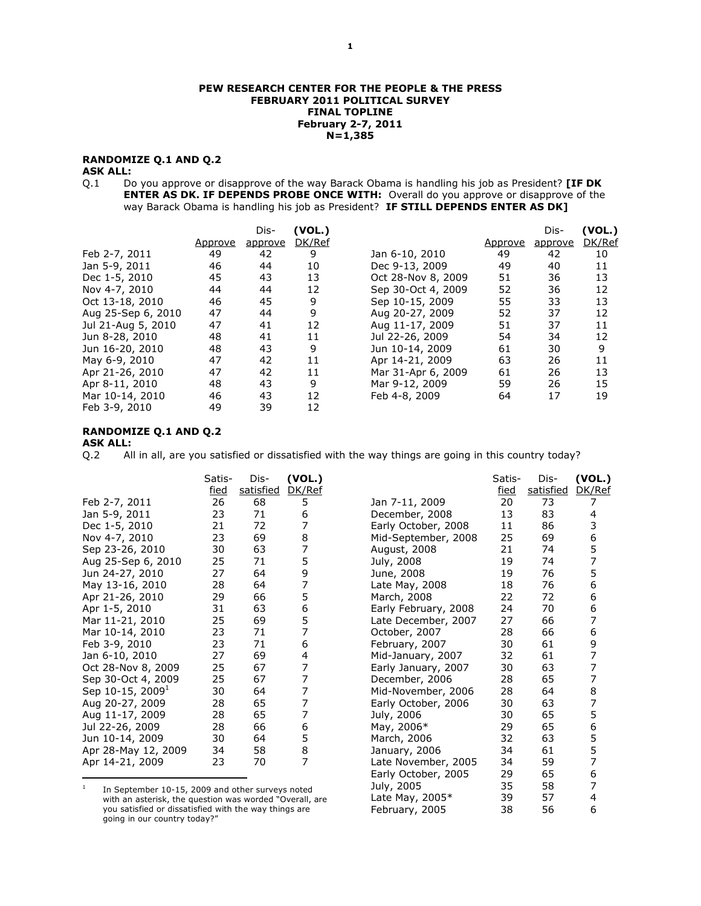**PEW RESEARCH CENTER FOR THE PEOPLE & THE PRESS**
**FEBRUARY 2011 POLITICAL SURVEY**
**FINAL TOPLINE**
**February 2-7, 2011**
**N=1,385**

**RANDOMIZE Q.1 AND Q.2**
**ASK ALL:**

Q.1 Do you approve or disapprove of the way Barack Obama is handling his job as President? **[IF DK ENTER AS DK. IF DEPENDS PROBE ONCE WITH:** Overall do you approve or disapprove of the way Barack Obama is handling his job as President? **IF STILL DEPENDS ENTER AS DK]**

| | Approve | Dis-approve | (VOL.) DK/Ref |
|---|---|---|---|
| Feb 2-7, 2011 | 49 | 42 | 9 |
| Jan 5-9, 2011 | 46 | 44 | 10 |
| Dec 1-5, 2010 | 45 | 43 | 13 |
| Nov 4-7, 2010 | 44 | 44 | 12 |
| Oct 13-18, 2010 | 46 | 45 | 9 |
| Aug 25-Sep 6, 2010 | 47 | 44 | 9 |
| Jul 21-Aug 5, 2010 | 47 | 41 | 12 |
| Jun 8-28, 2010 | 48 | 41 | 11 |
| Jun 16-20, 2010 | 48 | 43 | 9 |
| May 6-9, 2010 | 47 | 42 | 11 |
| Apr 21-26, 2010 | 47 | 42 | 11 |
| Apr 8-11, 2010 | 48 | 43 | 9 |
| Mar 10-14, 2010 | 46 | 43 | 12 |
| Feb 3-9, 2010 | 49 | 39 | 12 |
| Jan 6-10, 2010 | 49 | 42 | 10 |
| Dec 9-13, 2009 | 49 | 40 | 11 |
| Oct 28-Nov 8, 2009 | 51 | 36 | 13 |
| Sep 30-Oct 4, 2009 | 52 | 36 | 12 |
| Sep 10-15, 2009 | 55 | 33 | 13 |
| Aug 20-27, 2009 | 52 | 37 | 12 |
| Aug 11-17, 2009 | 51 | 37 | 11 |
| Jul 22-26, 2009 | 54 | 34 | 12 |
| Jun 10-14, 2009 | 61 | 30 | 9 |
| Apr 14-21, 2009 | 63 | 26 | 11 |
| Mar 31-Apr 6, 2009 | 61 | 26 | 13 |
| Mar 9-12, 2009 | 59 | 26 | 15 |
| Feb 4-8, 2009 | 64 | 17 | 19 |

**RANDOMIZE Q.1 AND Q.2**
**ASK ALL:**

Q.2 All in all, are you satisfied or dissatisfied with the way things are going in this country today?

| | Satis-fied | Dis-satisfied | (VOL.) DK/Ref |
|---|---|---|---|
| Feb 2-7, 2011 | 26 | 68 | 5 |
| Jan 5-9, 2011 | 23 | 71 | 6 |
| Dec 1-5, 2010 | 21 | 72 | 7 |
| Nov 4-7, 2010 | 23 | 69 | 8 |
| Sep 23-26, 2010 | 30 | 63 | 7 |
| Aug 25-Sep 6, 2010 | 25 | 71 | 5 |
| Jun 24-27, 2010 | 27 | 64 | 9 |
| May 13-16, 2010 | 28 | 64 | 7 |
| Apr 21-26, 2010 | 29 | 66 | 5 |
| Apr 1-5, 2010 | 31 | 63 | 6 |
| Mar 11-21, 2010 | 25 | 69 | 5 |
| Mar 10-14, 2010 | 23 | 71 | 7 |
| Feb 3-9, 2010 | 23 | 71 | 6 |
| Jan 6-10, 2010 | 27 | 69 | 4 |
| Oct 28-Nov 8, 2009 | 25 | 67 | 7 |
| Sep 30-Oct 4, 2009 | 25 | 67 | 7 |
| Sep 10-15, 2009[1] | 30 | 64 | 7 |
| Aug 20-27, 2009 | 28 | 65 | 7 |
| Aug 11-17, 2009 | 28 | 65 | 7 |
| Jul 22-26, 2009 | 28 | 66 | 6 |
| Jun 10-14, 2009 | 30 | 64 | 5 |
| Apr 28-May 12, 2009 | 34 | 58 | 8 |
| Apr 14-21, 2009 | 23 | 70 | 7 |
| Jan 7-11, 2009 | 20 | 73 | 7 |
| December, 2008 | 13 | 83 | 4 |
| Early October, 2008 | 11 | 86 | 3 |
| Mid-September, 2008 | 25 | 69 | 6 |
| August, 2008 | 21 | 74 | 5 |
| July, 2008 | 19 | 74 | 7 |
| June, 2008 | 19 | 76 | 5 |
| Late May, 2008 | 18 | 76 | 6 |
| March, 2008 | 22 | 72 | 6 |
| Early February, 2008 | 24 | 70 | 6 |
| Late December, 2007 | 27 | 66 | 7 |
| October, 2007 | 28 | 66 | 6 |
| February, 2007 | 30 | 61 | 9 |
| Mid-January, 2007 | 32 | 61 | 7 |
| Early January, 2007 | 30 | 63 | 7 |
| December, 2006 | 28 | 65 | 7 |
| Mid-November, 2006 | 28 | 64 | 8 |
| Early October, 2006 | 30 | 63 | 7 |
| July, 2006 | 30 | 65 | 5 |
| May, 2006* | 29 | 65 | 6 |
| March, 2006 | 32 | 63 | 5 |
| January, 2006 | 34 | 61 | 5 |
| Late November, 2005 | 34 | 59 | 7 |
| Early October, 2005 | 29 | 65 | 6 |
| July, 2005 | 35 | 58 | 7 |
| Late May, 2005* | 39 | 57 | 4 |
| February, 2005 | 38 | 56 | 6 |

[1] In September 10-15, 2009 and other surveys noted with an asterisk, the question was worded "Overall, are you satisfied or dissatisfied with the way things are going in our country today?"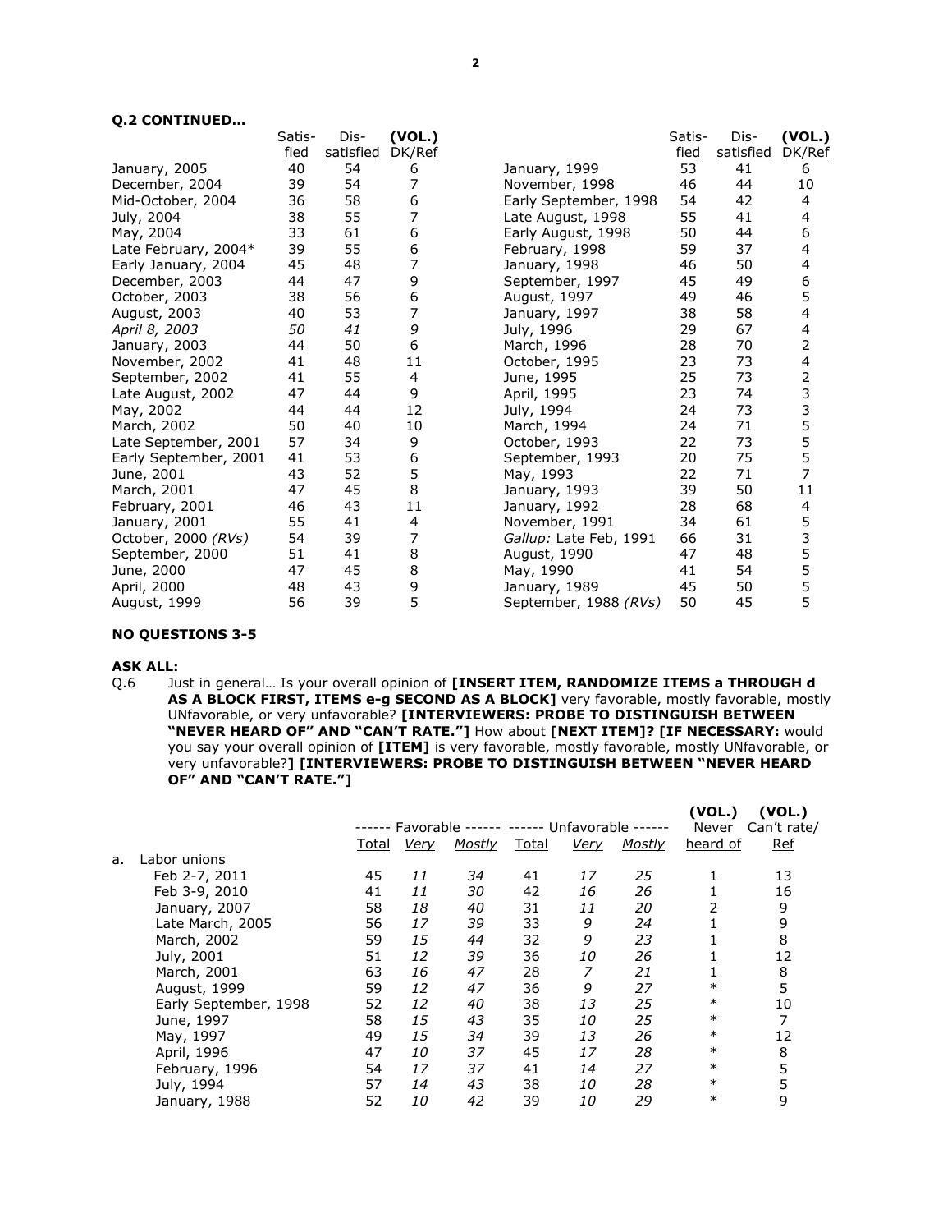**Q.2 CONTINUED…**

| | Satis-fied | Dis-satisfied | (VOL.) DK/Ref |
|---|---|---|---|
| January, 2005 | 40 | 54 | 6 |
| December, 2004 | 39 | 54 | 7 |
| Mid-October, 2004 | 36 | 58 | 6 |
| July, 2004 | 38 | 55 | 7 |
| May, 2004 | 33 | 61 | 6 |
| Late February, 2004* | 39 | 55 | 6 |
| Early January, 2004 | 45 | 48 | 7 |
| December, 2003 | 44 | 47 | 9 |
| October, 2003 | 38 | 56 | 6 |
| August, 2003 | 40 | 53 | 7 |
| *April 8, 2003* | *50* | *41* | *9* |
| January, 2003 | 44 | 50 | 6 |
| November, 2002 | 41 | 48 | 11 |
| September, 2002 | 41 | 55 | 4 |
| Late August, 2002 | 47 | 44 | 9 |
| May, 2002 | 44 | 44 | 12 |
| March, 2002 | 50 | 40 | 10 |
| Late September, 2001 | 57 | 34 | 9 |
| Early September, 2001 | 41 | 53 | 6 |
| June, 2001 | 43 | 52 | 5 |
| March, 2001 | 47 | 45 | 8 |
| February, 2001 | 46 | 43 | 11 |
| January, 2001 | 55 | 41 | 4 |
| October, 2000 *(RVs)* | 54 | 39 | 7 |
| September, 2000 | 51 | 41 | 8 |
| June, 2000 | 47 | 45 | 8 |
| April, 2000 | 48 | 43 | 9 |
| August, 1999 | 56 | 39 | 5 |
| January, 1999 | 53 | 41 | 6 |
| November, 1998 | 46 | 44 | 10 |
| Early September, 1998 | 54 | 42 | 4 |
| Late August, 1998 | 55 | 41 | 4 |
| Early August, 1998 | 50 | 44 | 6 |
| February, 1998 | 59 | 37 | 4 |
| January, 1998 | 46 | 50 | 4 |
| September, 1997 | 45 | 49 | 6 |
| August, 1997 | 49 | 46 | 5 |
| January, 1997 | 38 | 58 | 4 |
| July, 1996 | 29 | 67 | 4 |
| March, 1996 | 28 | 70 | 2 |
| October, 1995 | 23 | 73 | 4 |
| June, 1995 | 25 | 73 | 2 |
| April, 1995 | 23 | 74 | 3 |
| July, 1994 | 24 | 73 | 3 |
| March, 1994 | 24 | 71 | 5 |
| October, 1993 | 22 | 73 | 5 |
| September, 1993 | 20 | 75 | 5 |
| May, 1993 | 22 | 71 | 7 |
| January, 1993 | 39 | 50 | 11 |
| January, 1992 | 28 | 68 | 4 |
| November, 1991 | 34 | 61 | 5 |
| *Gallup:* Late Feb, 1991 | 66 | 31 | 3 |
| August, 1990 | 47 | 48 | 5 |
| May, 1990 | 41 | 54 | 5 |
| January, 1989 | 45 | 50 | 5 |
| September, 1988 *(RVs)* | 50 | 45 | 5 |

**NO QUESTIONS 3-5**

**ASK ALL:**

Q.6 Just in general… Is your overall opinion of **[INSERT ITEM, RANDOMIZE ITEMS a THROUGH d AS A BLOCK FIRST, ITEMS e-g SECOND AS A BLOCK]** very favorable, mostly favorable, mostly UNfavorable, or very unfavorable? **[INTERVIEWERS: PROBE TO DISTINGUISH BETWEEN "NEVER HEARD OF" AND "CAN'T RATE."]** How about **[NEXT ITEM]? [IF NECESSARY:** would you say your overall opinion of **[ITEM]** is very favorable, mostly favorable, mostly UNfavorable, or very unfavorable?**] [INTERVIEWERS: PROBE TO DISTINGUISH BETWEEN "NEVER HEARD OF" AND "CAN'T RATE."]**

| | ------ Favorable ------ | | | ------ Unfavorable ------ | | | (VOL.) Never | (VOL.) Can't rate/ |
|---|---|---|---|---|---|---|---|---|
| | Total | *Very* | *Mostly* | Total | *Very* | *Mostly* | heard of | Ref |
| a. Labor unions | | | | | | | | |
| Feb 2-7, 2011 | 45 | *11* | *34* | 41 | *17* | *25* | 1 | 13 |
| Feb 3-9, 2010 | 41 | *11* | *30* | 42 | *16* | *26* | 1 | 16 |
| January, 2007 | 58 | *18* | *40* | 31 | *11* | *20* | 2 | 9 |
| Late March, 2005 | 56 | *17* | *39* | 33 | *9* | *24* | 1 | 9 |
| March, 2002 | 59 | *15* | *44* | 32 | *9* | *23* | 1 | 8 |
| July, 2001 | 51 | *12* | *39* | 36 | *10* | *26* | 1 | 12 |
| March, 2001 | 63 | *16* | *47* | 28 | *7* | *21* | 1 | 8 |
| August, 1999 | 59 | *12* | *47* | 36 | *9* | *27* | * | 5 |
| Early September, 1998 | 52 | *12* | *40* | 38 | *13* | *25* | * | 10 |
| June, 1997 | 58 | *15* | *43* | 35 | *10* | *25* | * | 7 |
| May, 1997 | 49 | *15* | *34* | 39 | *13* | *26* | * | 12 |
| April, 1996 | 47 | *10* | *37* | 45 | *17* | *28* | * | 8 |
| February, 1996 | 54 | *17* | *37* | 41 | *14* | *27* | * | 5 |
| July, 1994 | 57 | *14* | *43* | 38 | *10* | *28* | * | 5 |
| January, 1988 | 52 | *10* | *42* | 39 | *10* | *29* | * | 9 |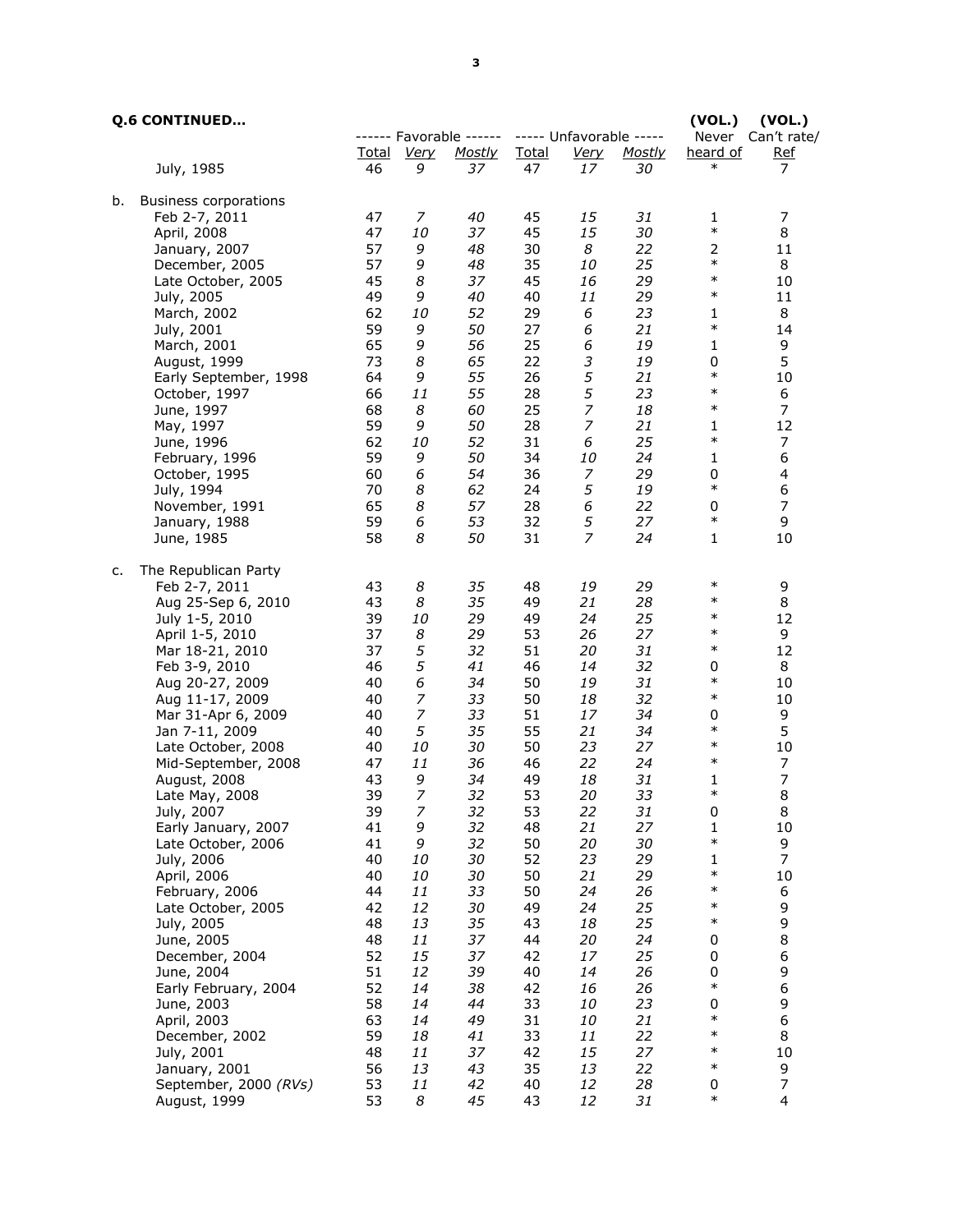**Q.6 CONTINUED…**

| | ------ Favorable ------ | | | ----- Unfavorable ----- | | | (VOL.) Never | (VOL.) Can't rate/ |
|---|---|---|---|---|---|---|---|---|
| | Total | *Very* | *Mostly* | Total | *Very* | *Mostly* | heard of | Ref |
| July, 1985 | 46 | *9* | *37* | 47 | *17* | *30* | * | 7 |
| **b. Business corporations** | | | | | | | | |
| Feb 2-7, 2011 | 47 | *7* | *40* | 45 | *15* | *31* | 1 | 7 |
| April, 2008 | 47 | *10* | *37* | 45 | *15* | *30* | * | 8 |
| January, 2007 | 57 | *9* | *48* | 30 | *8* | *22* | 2 | 11 |
| December, 2005 | 57 | *9* | *48* | 35 | *10* | *25* | * | 8 |
| Late October, 2005 | 45 | *8* | *37* | 45 | *16* | *29* | * | 10 |
| July, 2005 | 49 | *9* | *40* | 40 | *11* | *29* | * | 11 |
| March, 2002 | 62 | *10* | *52* | 29 | *6* | *23* | 1 | 8 |
| July, 2001 | 59 | *9* | *50* | 27 | *6* | *21* | * | 14 |
| March, 2001 | 65 | *9* | *56* | 25 | *6* | *19* | 1 | 9 |
| August, 1999 | 73 | *8* | *65* | 22 | *3* | *19* | 0 | 5 |
| Early September, 1998 | 64 | *9* | *55* | 26 | *5* | *21* | * | 10 |
| October, 1997 | 66 | *11* | *55* | 28 | *5* | *23* | * | 6 |
| June, 1997 | 68 | *8* | *60* | 25 | *7* | *18* | * | 7 |
| May, 1997 | 59 | *9* | *50* | 28 | *7* | *21* | 1 | 12 |
| June, 1996 | 62 | *10* | *52* | 31 | *6* | *25* | * | 7 |
| February, 1996 | 59 | *9* | *50* | 34 | *10* | *24* | 1 | 6 |
| October, 1995 | 60 | *6* | *54* | 36 | *7* | *29* | 0 | 4 |
| July, 1994 | 70 | *8* | *62* | 24 | *5* | *19* | * | 6 |
| November, 1991 | 65 | *8* | *57* | 28 | *6* | *22* | 0 | 7 |
| January, 1988 | 59 | *6* | *53* | 32 | *5* | *27* | * | 9 |
| June, 1985 | 58 | *8* | *50* | 31 | *7* | *24* | 1 | 10 |
| **c. The Republican Party** | | | | | | | | |
| Feb 2-7, 2011 | 43 | *8* | *35* | 48 | *19* | *29* | * | 9 |
| Aug 25-Sep 6, 2010 | 43 | *8* | *35* | 49 | *21* | *28* | * | 8 |
| July 1-5, 2010 | 39 | *10* | *29* | 49 | *24* | *25* | * | 12 |
| April 1-5, 2010 | 37 | *8* | *29* | 53 | *26* | *27* | * | 9 |
| Mar 18-21, 2010 | 37 | *5* | *32* | 51 | *20* | *31* | * | 12 |
| Feb 3-9, 2010 | 46 | *5* | *41* | 46 | *14* | *32* | 0 | 8 |
| Aug 20-27, 2009 | 40 | *6* | *34* | 50 | *19* | *31* | * | 10 |
| Aug 11-17, 2009 | 40 | *7* | *33* | 50 | *18* | *32* | * | 10 |
| Mar 31-Apr 6, 2009 | 40 | *7* | *33* | 51 | *17* | *34* | 0 | 9 |
| Jan 7-11, 2009 | 40 | *5* | *35* | 55 | *21* | *34* | * | 5 |
| Late October, 2008 | 40 | *10* | *30* | 50 | *23* | *27* | * | 10 |
| Mid-September, 2008 | 47 | *11* | *36* | 46 | *22* | *24* | * | 7 |
| August, 2008 | 43 | *9* | *34* | 49 | *18* | *31* | 1 | 7 |
| Late May, 2008 | 39 | *7* | *32* | 53 | *20* | *33* | * | 8 |
| July, 2007 | 39 | *7* | *32* | 53 | *22* | *31* | 0 | 8 |
| Early January, 2007 | 41 | *9* | *32* | 48 | *21* | *27* | 1 | 10 |
| Late October, 2006 | 41 | *9* | *32* | 50 | *20* | *30* | * | 9 |
| July, 2006 | 40 | *10* | *30* | 52 | *23* | *29* | 1 | 7 |
| April, 2006 | 40 | *10* | *30* | 50 | *21* | *29* | * | 10 |
| February, 2006 | 44 | *11* | *33* | 50 | *24* | *26* | * | 6 |
| Late October, 2005 | 42 | *12* | *30* | 49 | *24* | *25* | * | 9 |
| July, 2005 | 48 | *13* | *35* | 43 | *18* | *25* | * | 9 |
| June, 2005 | 48 | *11* | *37* | 44 | *20* | *24* | 0 | 8 |
| December, 2004 | 52 | *15* | *37* | 42 | *17* | *25* | 0 | 6 |
| June, 2004 | 51 | *12* | *39* | 40 | *14* | *26* | 0 | 9 |
| Early February, 2004 | 52 | *14* | *38* | 42 | *16* | *26* | * | 6 |
| June, 2003 | 58 | *14* | *44* | 33 | *10* | *23* | 0 | 9 |
| April, 2003 | 63 | *14* | *49* | 31 | *10* | *21* | * | 6 |
| December, 2002 | 59 | *18* | *41* | 33 | *11* | *22* | * | 8 |
| July, 2001 | 48 | *11* | *37* | 42 | *15* | *27* | * | 10 |
| January, 2001 | 56 | *13* | *43* | 35 | *13* | *22* | * | 9 |
| September, 2000 *(RVs)* | 53 | *11* | *42* | 40 | *12* | *28* | 0 | 7 |
| August, 1999 | 53 | *8* | *45* | 43 | *12* | *31* | * | 4 |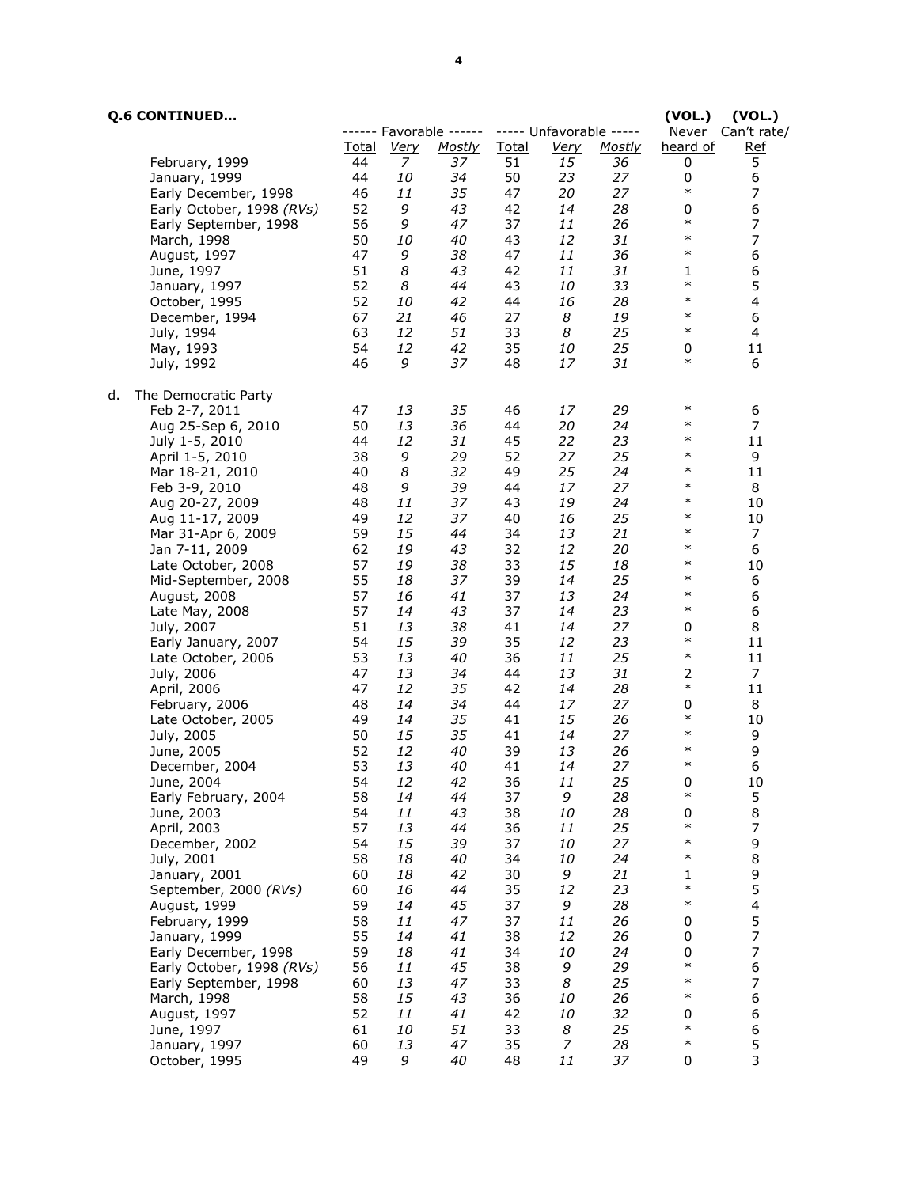**Q.6 CONTINUED…**

| | Favorable Total | Favorable Very | Favorable Mostly | Unfavorable Total | Unfavorable Very | Unfavorable Mostly | (VOL.) Never heard of | (VOL.) Can't rate/ Ref |
|---|---|---|---|---|---|---|---|---|
| February, 1999 | 44 | *7* | *37* | 51 | *15* | *36* | 0 | 5 |
| January, 1999 | 44 | *10* | *34* | 50 | *23* | *27* | 0 | 6 |
| Early December, 1998 | 46 | *11* | *35* | 47 | *20* | *27* | * | 7 |
| Early October, 1998 *(RVs)* | 52 | *9* | *43* | 42 | *14* | *28* | 0 | 6 |
| Early September, 1998 | 56 | *9* | *47* | 37 | *11* | *26* | * | 7 |
| March, 1998 | 50 | *10* | *40* | 43 | *12* | *31* | * | 7 |
| August, 1997 | 47 | *9* | *38* | 47 | *11* | *36* | * | 6 |
| June, 1997 | 51 | *8* | *43* | 42 | *11* | *31* | 1 | 6 |
| January, 1997 | 52 | *8* | *44* | 43 | *10* | *33* | * | 5 |
| October, 1995 | 52 | *10* | *42* | 44 | *16* | *28* | * | 4 |
| December, 1994 | 67 | *21* | *46* | 27 | *8* | *19* | * | 6 |
| July, 1994 | 63 | *12* | *51* | 33 | *8* | *25* | * | 4 |
| May, 1993 | 54 | *12* | *42* | 35 | *10* | *25* | 0 | 11 |
| July, 1992 | 46 | *9* | *37* | 48 | *17* | *31* | * | 6 |
| **d. The Democratic Party** | | | | | | | | |
| Feb 2-7, 2011 | 47 | *13* | *35* | 46 | *17* | *29* | * | 6 |
| Aug 25-Sep 6, 2010 | 50 | *13* | *36* | 44 | *20* | *24* | * | 7 |
| July 1-5, 2010 | 44 | *12* | *31* | 45 | *22* | *23* | * | 11 |
| April 1-5, 2010 | 38 | *9* | *29* | 52 | *27* | *25* | * | 9 |
| Mar 18-21, 2010 | 40 | *8* | *32* | 49 | *25* | *24* | * | 11 |
| Feb 3-9, 2010 | 48 | *9* | *39* | 44 | *17* | *27* | * | 8 |
| Aug 20-27, 2009 | 48 | *11* | *37* | 43 | *19* | *24* | * | 10 |
| Aug 11-17, 2009 | 49 | *12* | *37* | 40 | *16* | *25* | * | 10 |
| Mar 31-Apr 6, 2009 | 59 | *15* | *44* | 34 | *13* | *21* | * | 7 |
| Jan 7-11, 2009 | 62 | *19* | *43* | 32 | *12* | *20* | * | 6 |
| Late October, 2008 | 57 | *19* | *38* | 33 | *15* | *18* | * | 10 |
| Mid-September, 2008 | 55 | *18* | *37* | 39 | *14* | *25* | * | 6 |
| August, 2008 | 57 | *16* | *41* | 37 | *13* | *24* | * | 6 |
| Late May, 2008 | 57 | *14* | *43* | 37 | *14* | *23* | * | 6 |
| July, 2007 | 51 | *13* | *38* | 41 | *14* | *27* | 0 | 8 |
| Early January, 2007 | 54 | *15* | *39* | 35 | *12* | *23* | * | 11 |
| Late October, 2006 | 53 | *13* | *40* | 36 | *11* | *25* | * | 11 |
| July, 2006 | 47 | *13* | *34* | 44 | *13* | *31* | 2 | 7 |
| April, 2006 | 47 | *12* | *35* | 42 | *14* | *28* | * | 11 |
| February, 2006 | 48 | *14* | *34* | 44 | *17* | *27* | 0 | 8 |
| Late October, 2005 | 49 | *14* | *35* | 41 | *15* | *26* | * | 10 |
| July, 2005 | 50 | *15* | *35* | 41 | *14* | *27* | * | 9 |
| June, 2005 | 52 | *12* | *40* | 39 | *13* | *26* | * | 9 |
| December, 2004 | 53 | *13* | *40* | 41 | *14* | *27* | * | 6 |
| June, 2004 | 54 | *12* | *42* | 36 | *11* | *25* | 0 | 10 |
| Early February, 2004 | 58 | *14* | *44* | 37 | *9* | *28* | * | 5 |
| June, 2003 | 54 | *11* | *43* | 38 | *10* | *28* | 0 | 8 |
| April, 2003 | 57 | *13* | *44* | 36 | *11* | *25* | * | 7 |
| December, 2002 | 54 | *15* | *39* | 37 | *10* | *27* | * | 9 |
| July, 2001 | 58 | *18* | *40* | 34 | *10* | *24* | * | 8 |
| January, 2001 | 60 | *18* | *42* | 30 | *9* | *21* | 1 | 9 |
| September, 2000 *(RVs)* | 60 | *16* | *44* | 35 | *12* | *23* | * | 5 |
| August, 1999 | 59 | *14* | *45* | 37 | *9* | *28* | * | 4 |
| February, 1999 | 58 | *11* | *47* | 37 | *11* | *26* | 0 | 5 |
| January, 1999 | 55 | *14* | *41* | 38 | *12* | *26* | 0 | 7 |
| Early December, 1998 | 59 | *18* | *41* | 34 | *10* | *24* | 0 | 7 |
| Early October, 1998 *(RVs)* | 56 | *11* | *45* | 38 | *9* | *29* | * | 6 |
| Early September, 1998 | 60 | *13* | *47* | 33 | *8* | *25* | * | 7 |
| March, 1998 | 58 | *15* | *43* | 36 | *10* | *26* | * | 6 |
| August, 1997 | 52 | *11* | *41* | 42 | *10* | *32* | 0 | 6 |
| June, 1997 | 61 | *10* | *51* | 33 | *8* | *25* | * | 6 |
| January, 1997 | 60 | *13* | *47* | 35 | *7* | *28* | * | 5 |
| October, 1995 | 49 | *9* | *40* | 48 | *11* | *37* | 0 | 3 |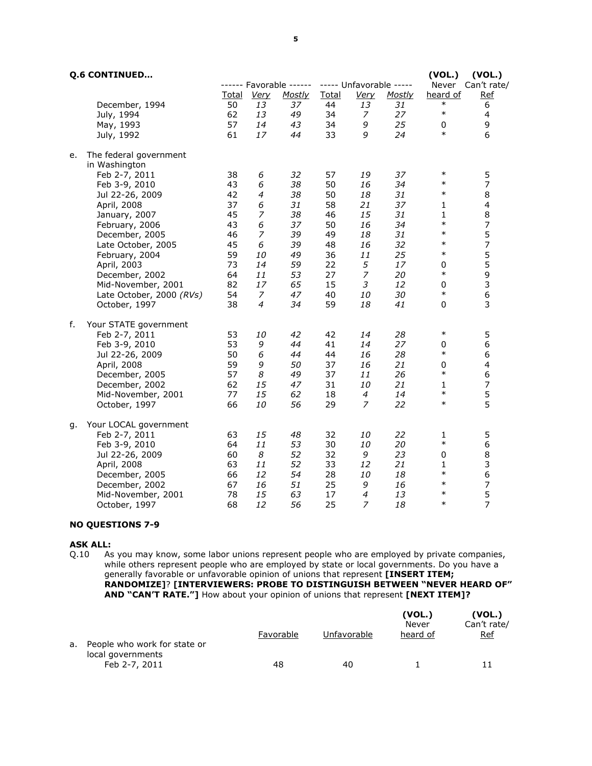**Q.6 CONTINUED…**

| | ------ Favorable ------ | | | ----- Unfavorable ----- | | | (VOL.) Never | (VOL.) Can't rate/ |
|---|---|---|---|---|---|---|---|---|
| | Total | *Very* | *Mostly* | Total | *Very* | *Mostly* | heard of | Ref |
| December, 1994 | 50 | *13* | *37* | 44 | *13* | *31* | * | 6 |
| July, 1994 | 62 | *13* | *49* | 34 | *7* | *27* | * | 4 |
| May, 1993 | 57 | *14* | *43* | 34 | *9* | *25* | 0 | 9 |
| July, 1992 | 61 | *17* | *44* | 33 | *9* | *24* | * | 6 |
| **e. The federal government in Washington** | | | | | | | | |
| Feb 2-7, 2011 | 38 | *6* | *32* | 57 | *19* | *37* | * | 5 |
| Feb 3-9, 2010 | 43 | *6* | *38* | 50 | *16* | *34* | * | 7 |
| Jul 22-26, 2009 | 42 | *4* | *38* | 50 | *18* | *31* | * | 8 |
| April, 2008 | 37 | *6* | *31* | 58 | *21* | *37* | 1 | 4 |
| January, 2007 | 45 | *7* | *38* | 46 | *15* | *31* | 1 | 8 |
| February, 2006 | 43 | *6* | *37* | 50 | *16* | *34* | * | 7 |
| December, 2005 | 46 | *7* | *39* | 49 | *18* | *31* | * | 5 |
| Late October, 2005 | 45 | *6* | *39* | 48 | *16* | *32* | * | 7 |
| February, 2004 | 59 | *10* | *49* | 36 | *11* | *25* | * | 5 |
| April, 2003 | 73 | *14* | *59* | 22 | *5* | *17* | 0 | 5 |
| December, 2002 | 64 | *11* | *53* | 27 | *7* | *20* | * | 9 |
| Mid-November, 2001 | 82 | *17* | *65* | 15 | *3* | *12* | 0 | 3 |
| Late October, 2000 *(RVs)* | 54 | *7* | *47* | 40 | *10* | *30* | * | 6 |
| October, 1997 | 38 | *4* | *34* | 59 | *18* | *41* | 0 | 3 |
| **f. Your STATE government** | | | | | | | | |
| Feb 2-7, 2011 | 53 | *10* | *42* | 42 | *14* | *28* | * | 5 |
| Feb 3-9, 2010 | 53 | *9* | *44* | 41 | *14* | *27* | 0 | 6 |
| Jul 22-26, 2009 | 50 | *6* | *44* | 44 | *16* | *28* | * | 6 |
| April, 2008 | 59 | *9* | *50* | 37 | *16* | *21* | 0 | 4 |
| December, 2005 | 57 | *8* | *49* | 37 | *11* | *26* | * | 6 |
| December, 2002 | 62 | *15* | *47* | 31 | *10* | *21* | 1 | 7 |
| Mid-November, 2001 | 77 | *15* | *62* | 18 | *4* | *14* | * | 5 |
| October, 1997 | 66 | *10* | *56* | 29 | *7* | *22* | * | 5 |
| **g. Your LOCAL government** | | | | | | | | |
| Feb 2-7, 2011 | 63 | *15* | *48* | 32 | *10* | *22* | 1 | 5 |
| Feb 3-9, 2010 | 64 | *11* | *53* | 30 | *10* | *20* | * | 6 |
| Jul 22-26, 2009 | 60 | *8* | *52* | 32 | *9* | *23* | 0 | 8 |
| April, 2008 | 63 | *11* | *52* | 33 | *12* | *21* | 1 | 3 |
| December, 2005 | 66 | *12* | *54* | 28 | *10* | *18* | * | 6 |
| December, 2002 | 67 | *16* | *51* | 25 | *9* | *16* | * | 7 |
| Mid-November, 2001 | 78 | *15* | *63* | 17 | *4* | *13* | * | 5 |
| October, 1997 | 68 | *12* | *56* | 25 | *7* | *18* | * | 7 |

**NO QUESTIONS 7-9**

**ASK ALL:**

Q.10 As you may know, some labor unions represent people who are employed by private companies, while others represent people who are employed by state or local governments. Do you have a generally favorable or unfavorable opinion of unions that represent **[INSERT ITEM; RANDOMIZE]**? **[INTERVIEWERS: PROBE TO DISTINGUISH BETWEEN "NEVER HEARD OF" AND "CAN'T RATE."]** How about your opinion of unions that represent **[NEXT ITEM]?**

| | Favorable | Unfavorable | (VOL.) Never heard of | (VOL.) Can't rate/ Ref |
|---|---|---|---|---|
| **a. People who work for state or local governments** | | | | |
| Feb 2-7, 2011 | 48 | 40 | 1 | 11 |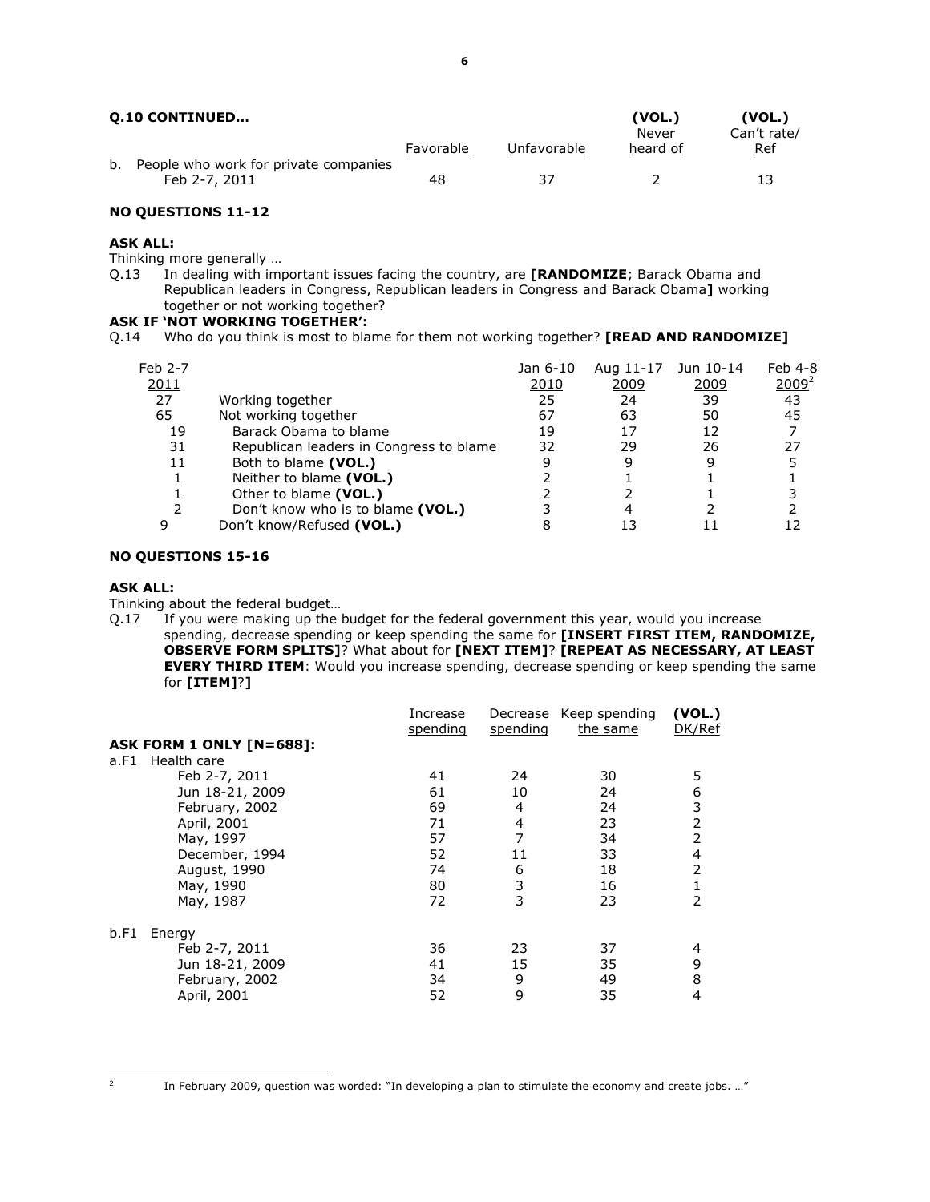**Q.10 CONTINUED…**

| | Favorable | Unfavorable | (VOL.) Never heard of | (VOL.) Can't rate/ Ref |
|---|---|---|---|---|
| b. People who work for private companies | | | | |
| Feb 2-7, 2011 | 48 | 37 | 2 | 13 |

**NO QUESTIONS 11-12**

**ASK ALL:**

Thinking more generally …

Q.13 In dealing with important issues facing the country, are **[RANDOMIZE**; Barack Obama and Republican leaders in Congress, Republican leaders in Congress and Barack Obama**]** working together or not working together?

**ASK IF 'NOT WORKING TOGETHER':**

Q.14 Who do you think is most to blame for them not working together? **[READ AND RANDOMIZE]**

| Feb 2-7 2011 | | Jan 6-10 2010 | Aug 11-17 2009 | Jun 10-14 2009 | Feb 4-8 2009[2] |
|---|---|---|---|---|---|
| 27 | Working together | 25 | 24 | 39 | 43 |
| 65 | Not working together | 67 | 63 | 50 | 45 |
| 19 | Barack Obama to blame | 19 | 17 | 12 | 7 |
| 31 | Republican leaders in Congress to blame | 32 | 29 | 26 | 27 |
| 11 | Both to blame **(VOL.)** | 9 | 9 | 9 | 5 |
| 1 | Neither to blame **(VOL.)** | 2 | 1 | 1 | 1 |
| 1 | Other to blame **(VOL.)** | 2 | 2 | 1 | 3 |
| 2 | Don't know who is to blame **(VOL.)** | 3 | 4 | 2 | 2 |
| 9 | Don't know/Refused **(VOL.)** | 8 | 13 | 11 | 12 |

**NO QUESTIONS 15-16**

**ASK ALL:**

Thinking about the federal budget…

Q.17 If you were making up the budget for the federal government this year, would you increase spending, decrease spending or keep spending the same for **[INSERT FIRST ITEM, RANDOMIZE, OBSERVE FORM SPLITS]**? What about for **[NEXT ITEM]**? **[REPEAT AS NECESSARY, AT LEAST EVERY THIRD ITEM**: Would you increase spending, decrease spending or keep spending the same for **[ITEM]**?**]**

| | Increase spending | Decrease spending | Keep spending the same | (VOL.) DK/Ref |
|---|---|---|---|---|
| **ASK FORM 1 ONLY [N=688]:** | | | | |
| a.F1 Health care | | | | |
| Feb 2-7, 2011 | 41 | 24 | 30 | 5 |
| Jun 18-21, 2009 | 61 | 10 | 24 | 6 |
| February, 2002 | 69 | 4 | 24 | 3 |
| April, 2001 | 71 | 4 | 23 | 2 |
| May, 1997 | 57 | 7 | 34 | 2 |
| December, 1994 | 52 | 11 | 33 | 4 |
| August, 1990 | 74 | 6 | 18 | 2 |
| May, 1990 | 80 | 3 | 16 | 1 |
| May, 1987 | 72 | 3 | 23 | 2 |
| b.F1 Energy | | | | |
| Feb 2-7, 2011 | 36 | 23 | 37 | 4 |
| Jun 18-21, 2009 | 41 | 15 | 35 | 9 |
| February, 2002 | 34 | 9 | 49 | 8 |
| April, 2001 | 52 | 9 | 35 | 4 |

[2] In February 2009, question was worded: "In developing a plan to stimulate the economy and create jobs. …"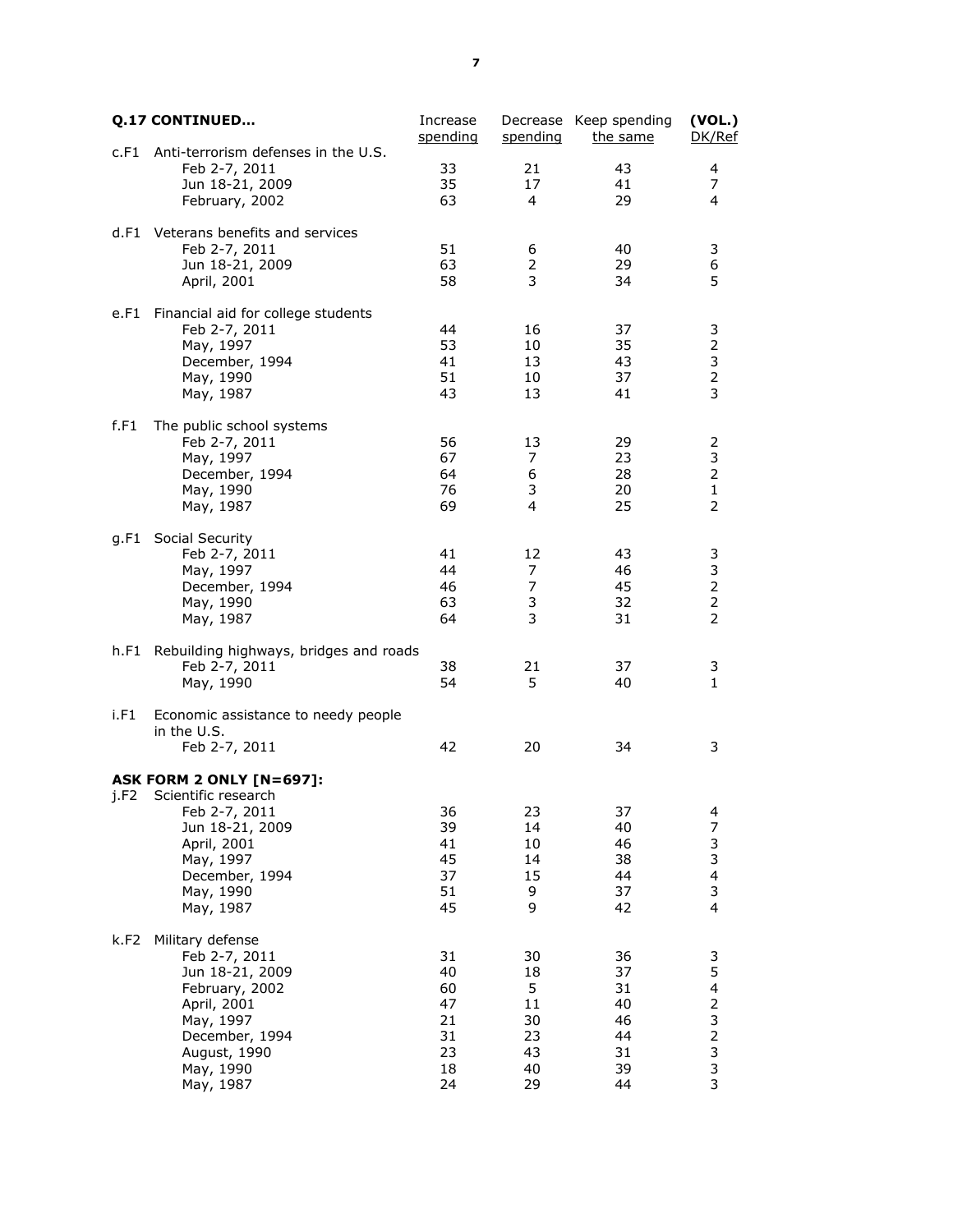| Q.17 CONTINUED... | Increase spending | Decrease spending | Keep spending the same | (VOL.) DK/Ref |
|---|---|---|---|---|
| c.F1 Anti-terrorism defenses in the U.S. | | | | |
| Feb 2-7, 2011 | 33 | 21 | 43 | 4 |
| Jun 18-21, 2009 | 35 | 17 | 41 | 7 |
| February, 2002 | 63 | 4 | 29 | 4 |
| d.F1 Veterans benefits and services | | | | |
| Feb 2-7, 2011 | 51 | 6 | 40 | 3 |
| Jun 18-21, 2009 | 63 | 2 | 29 | 6 |
| April, 2001 | 58 | 3 | 34 | 5 |
| e.F1 Financial aid for college students | | | | |
| Feb 2-7, 2011 | 44 | 16 | 37 | 3 |
| May, 1997 | 53 | 10 | 35 | 2 |
| December, 1994 | 41 | 13 | 43 | 3 |
| May, 1990 | 51 | 10 | 37 | 2 |
| May, 1987 | 43 | 13 | 41 | 3 |
| f.F1 The public school systems | | | | |
| Feb 2-7, 2011 | 56 | 13 | 29 | 2 |
| May, 1997 | 67 | 7 | 23 | 3 |
| December, 1994 | 64 | 6 | 28 | 2 |
| May, 1990 | 76 | 3 | 20 | 1 |
| May, 1987 | 69 | 4 | 25 | 2 |
| g.F1 Social Security | | | | |
| Feb 2-7, 2011 | 41 | 12 | 43 | 3 |
| May, 1997 | 44 | 7 | 46 | 3 |
| December, 1994 | 46 | 7 | 45 | 2 |
| May, 1990 | 63 | 3 | 32 | 2 |
| May, 1987 | 64 | 3 | 31 | 2 |
| h.F1 Rebuilding highways, bridges and roads | | | | |
| Feb 2-7, 2011 | 38 | 21 | 37 | 3 |
| May, 1990 | 54 | 5 | 40 | 1 |
| i.F1 Economic assistance to needy people in the U.S. | | | | |
| Feb 2-7, 2011 | 42 | 20 | 34 | 3 |
| **ASK FORM 2 ONLY [N=697]:** | | | | |
| j.F2 Scientific research | | | | |
| Feb 2-7, 2011 | 36 | 23 | 37 | 4 |
| Jun 18-21, 2009 | 39 | 14 | 40 | 7 |
| April, 2001 | 41 | 10 | 46 | 3 |
| May, 1997 | 45 | 14 | 38 | 3 |
| December, 1994 | 37 | 15 | 44 | 4 |
| May, 1990 | 51 | 9 | 37 | 3 |
| May, 1987 | 45 | 9 | 42 | 4 |
| k.F2 Military defense | | | | |
| Feb 2-7, 2011 | 31 | 30 | 36 | 3 |
| Jun 18-21, 2009 | 40 | 18 | 37 | 5 |
| February, 2002 | 60 | 5 | 31 | 4 |
| April, 2001 | 47 | 11 | 40 | 2 |
| May, 1997 | 21 | 30 | 46 | 3 |
| December, 1994 | 31 | 23 | 44 | 2 |
| August, 1990 | 23 | 43 | 31 | 3 |
| May, 1990 | 18 | 40 | 39 | 3 |
| May, 1987 | 24 | 29 | 44 | 3 |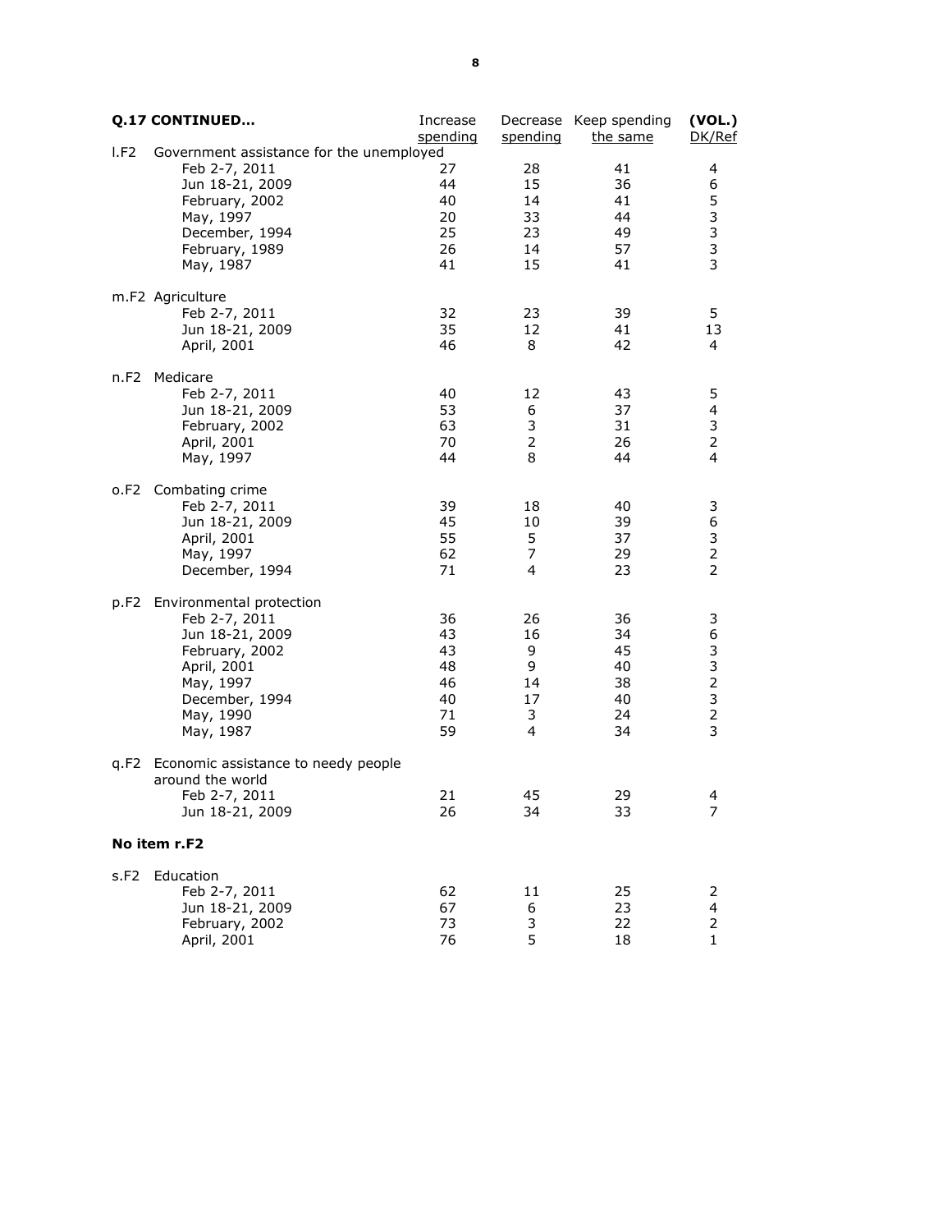**Q.17 CONTINUED…**

| | Increase spending | Decrease spending | Keep spending the same | (VOL.) DK/Ref |
|---|---|---|---|---|
| **l.F2 Government assistance for the unemployed** | | | | |
| Feb 2-7, 2011 | 27 | 28 | 41 | 4 |
| Jun 18-21, 2009 | 44 | 15 | 36 | 6 |
| February, 2002 | 40 | 14 | 41 | 5 |
| May, 1997 | 20 | 33 | 44 | 3 |
| December, 1994 | 25 | 23 | 49 | 3 |
| February, 1989 | 26 | 14 | 57 | 3 |
| May, 1987 | 41 | 15 | 41 | 3 |
| **m.F2 Agriculture** | | | | |
| Feb 2-7, 2011 | 32 | 23 | 39 | 5 |
| Jun 18-21, 2009 | 35 | 12 | 41 | 13 |
| April, 2001 | 46 | 8 | 42 | 4 |
| **n.F2 Medicare** | | | | |
| Feb 2-7, 2011 | 40 | 12 | 43 | 5 |
| Jun 18-21, 2009 | 53 | 6 | 37 | 4 |
| February, 2002 | 63 | 3 | 31 | 3 |
| April, 2001 | 70 | 2 | 26 | 2 |
| May, 1997 | 44 | 8 | 44 | 4 |
| **o.F2 Combating crime** | | | | |
| Feb 2-7, 2011 | 39 | 18 | 40 | 3 |
| Jun 18-21, 2009 | 45 | 10 | 39 | 6 |
| April, 2001 | 55 | 5 | 37 | 3 |
| May, 1997 | 62 | 7 | 29 | 2 |
| December, 1994 | 71 | 4 | 23 | 2 |
| **p.F2 Environmental protection** | | | | |
| Feb 2-7, 2011 | 36 | 26 | 36 | 3 |
| Jun 18-21, 2009 | 43 | 16 | 34 | 6 |
| February, 2002 | 43 | 9 | 45 | 3 |
| April, 2001 | 48 | 9 | 40 | 3 |
| May, 1997 | 46 | 14 | 38 | 2 |
| December, 1994 | 40 | 17 | 40 | 3 |
| May, 1990 | 71 | 3 | 24 | 2 |
| May, 1987 | 59 | 4 | 34 | 3 |
| **q.F2 Economic assistance to needy people around the world** | | | | |
| Feb 2-7, 2011 | 21 | 45 | 29 | 4 |
| Jun 18-21, 2009 | 26 | 34 | 33 | 7 |

**No item r.F2**

| | Increase spending | Decrease spending | Keep spending the same | (VOL.) DK/Ref |
|---|---|---|---|---|
| **s.F2 Education** | | | | |
| Feb 2-7, 2011 | 62 | 11 | 25 | 2 |
| Jun 18-21, 2009 | 67 | 6 | 23 | 4 |
| February, 2002 | 73 | 3 | 22 | 2 |
| April, 2001 | 76 | 5 | 18 | 1 |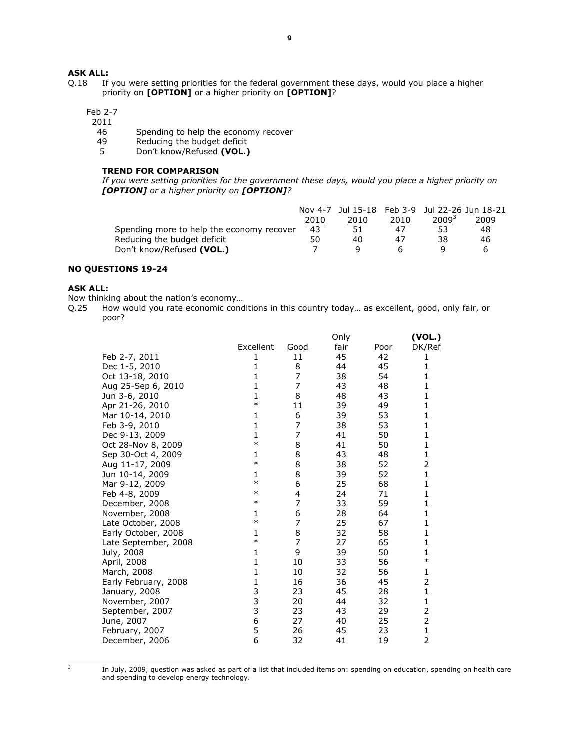**ASK ALL:**

Q.18 If you were setting priorities for the federal government these days, would you place a higher priority on **[OPTION]** or a higher priority on **[OPTION]**?

| Feb 2-7 2011 | |
|---|---|
| 46 | Spending to help the economy recover |
| 49 | Reducing the budget deficit |
| 5 | Don't know/Refused **(VOL.)** |

**TREND FOR COMPARISON**

*If you were setting priorities for the government these days, would you place a higher priority on **[OPTION]** or a higher priority on **[OPTION]**?*

| | Nov 4-7 2010 | Jul 15-18 2010 | Feb 3-9 2010 | Jul 22-26 2009[3] | Jun 18-21 2009 |
|---|---|---|---|---|---|
| Spending more to help the economy recover | 43 | 51 | 47 | 53 | 48 |
| Reducing the budget deficit | 50 | 40 | 47 | 38 | 46 |
| Don't know/Refused **(VOL.)** | 7 | 9 | 6 | 9 | 6 |

**NO QUESTIONS 19-24**

**ASK ALL:**

Now thinking about the nation's economy…

Q.25 How would you rate economic conditions in this country today… as excellent, good, only fair, or poor?

| | Excellent | Good | Only fair | Poor | (VOL.) DK/Ref |
|---|---|---|---|---|---|
| Feb 2-7, 2011 | 1 | 11 | 45 | 42 | 1 |
| Dec 1-5, 2010 | 1 | 8 | 44 | 45 | 1 |
| Oct 13-18, 2010 | 1 | 7 | 38 | 54 | 1 |
| Aug 25-Sep 6, 2010 | 1 | 7 | 43 | 48 | 1 |
| Jun 3-6, 2010 | 1 | 8 | 48 | 43 | 1 |
| Apr 21-26, 2010 | * | 11 | 39 | 49 | 1 |
| Mar 10-14, 2010 | 1 | 6 | 39 | 53 | 1 |
| Feb 3-9, 2010 | 1 | 7 | 38 | 53 | 1 |
| Dec 9-13, 2009 | 1 | 7 | 41 | 50 | 1 |
| Oct 28-Nov 8, 2009 | * | 8 | 41 | 50 | 1 |
| Sep 30-Oct 4, 2009 | 1 | 8 | 43 | 48 | 1 |
| Aug 11-17, 2009 | * | 8 | 38 | 52 | 2 |
| Jun 10-14, 2009 | 1 | 8 | 39 | 52 | 1 |
| Mar 9-12, 2009 | * | 6 | 25 | 68 | 1 |
| Feb 4-8, 2009 | * | 4 | 24 | 71 | 1 |
| December, 2008 | * | 7 | 33 | 59 | 1 |
| November, 2008 | 1 | 6 | 28 | 64 | 1 |
| Late October, 2008 | * | 7 | 25 | 67 | 1 |
| Early October, 2008 | 1 | 8 | 32 | 58 | 1 |
| Late September, 2008 | * | 7 | 27 | 65 | 1 |
| July, 2008 | 1 | 9 | 39 | 50 | 1 |
| April, 2008 | 1 | 10 | 33 | 56 | * |
| March, 2008 | 1 | 10 | 32 | 56 | 1 |
| Early February, 2008 | 1 | 16 | 36 | 45 | 2 |
| January, 2008 | 3 | 23 | 45 | 28 | 1 |
| November, 2007 | 3 | 20 | 44 | 32 | 1 |
| September, 2007 | 3 | 23 | 43 | 29 | 2 |
| June, 2007 | 6 | 27 | 40 | 25 | 2 |
| February, 2007 | 5 | 26 | 45 | 23 | 1 |
| December, 2006 | 6 | 32 | 41 | 19 | 2 |

[3] In July, 2009, question was asked as part of a list that included items on: spending on education, spending on health care and spending to develop energy technology.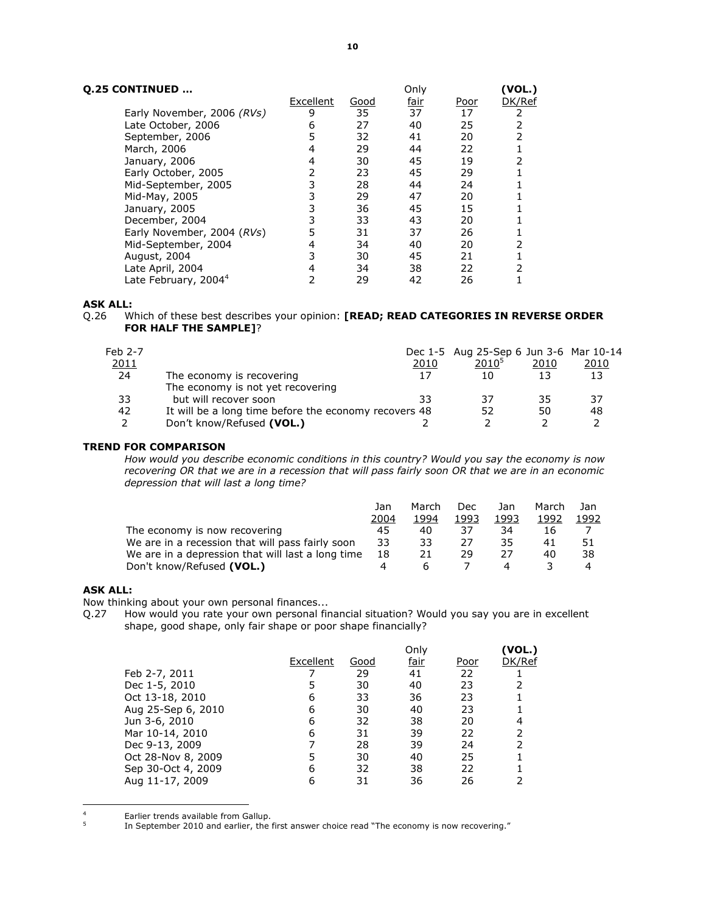**Q.25 CONTINUED …**

| | Excellent | Good | Only fair | Poor | (VOL.) DK/Ref |
|---|---|---|---|---|---|
| Early November, 2006 *(RVs)* | 9 | 35 | 37 | 17 | 2 |
| Late October, 2006 | 6 | 27 | 40 | 25 | 2 |
| September, 2006 | 5 | 32 | 41 | 20 | 2 |
| March, 2006 | 4 | 29 | 44 | 22 | 1 |
| January, 2006 | 4 | 30 | 45 | 19 | 2 |
| Early October, 2005 | 2 | 23 | 45 | 29 | 1 |
| Mid-September, 2005 | 3 | 28 | 44 | 24 | 1 |
| Mid-May, 2005 | 3 | 29 | 47 | 20 | 1 |
| January, 2005 | 3 | 36 | 45 | 15 | 1 |
| December, 2004 | 3 | 33 | 43 | 20 | 1 |
| Early November, 2004 *(RVs)* | 5 | 31 | 37 | 26 | 1 |
| Mid-September, 2004 | 4 | 34 | 40 | 20 | 2 |
| August, 2004 | 3 | 30 | 45 | 21 | 1 |
| Late April, 2004 | 4 | 34 | 38 | 22 | 2 |
| Late February, 2004[4] | 2 | 29 | 42 | 26 | 1 |

**ASK ALL:**

Q.26 Which of these best describes your opinion: **[READ; READ CATEGORIES IN REVERSE ORDER FOR HALF THE SAMPLE]**?

| Feb 2-7 2011 | | Dec 1-5 2010 | Aug 25-Sep 6 2010[5] | Jun 3-6 2010 | Mar 10-14 2010 |
|---|---|---|---|---|---|
| 24 | The economy is recovering | 17 | 10 | 13 | 13 |
| 33 | The economy is not yet recovering but will recover soon | 33 | 37 | 35 | 37 |
| 42 | It will be a long time before the economy recovers | 48 | 52 | 50 | 48 |
| 2 | Don't know/Refused **(VOL.)** | 2 | 2 | 2 | 2 |

**TREND FOR COMPARISON**

*How would you describe economic conditions in this country? Would you say the economy is now recovering OR that we are in a recession that will pass fairly soon OR that we are in an economic depression that will last a long time?*

| | Jan 2004 | March 1994 | Dec 1993 | Jan 1993 | March 1992 | Jan 1992 |
|---|---|---|---|---|---|---|
| The economy is now recovering | 45 | 40 | 37 | 34 | 16 | 7 |
| We are in a recession that will pass fairly soon | 33 | 33 | 27 | 35 | 41 | 51 |
| We are in a depression that will last a long time | 18 | 21 | 29 | 27 | 40 | 38 |
| Don't know/Refused **(VOL.)** | 4 | 6 | 7 | 4 | 3 | 4 |

**ASK ALL:**

Now thinking about your own personal finances...

Q.27 How would you rate your own personal financial situation? Would you say you are in excellent shape, good shape, only fair shape or poor shape financially?

| | Excellent | Good | Only fair | Poor | (VOL.) DK/Ref |
|---|---|---|---|---|---|
| Feb 2-7, 2011 | 7 | 29 | 41 | 22 | 1 |
| Dec 1-5, 2010 | 5 | 30 | 40 | 23 | 2 |
| Oct 13-18, 2010 | 6 | 33 | 36 | 23 | 1 |
| Aug 25-Sep 6, 2010 | 6 | 30 | 40 | 23 | 1 |
| Jun 3-6, 2010 | 6 | 32 | 38 | 20 | 4 |
| Mar 10-14, 2010 | 6 | 31 | 39 | 22 | 2 |
| Dec 9-13, 2009 | 7 | 28 | 39 | 24 | 2 |
| Oct 28-Nov 8, 2009 | 5 | 30 | 40 | 25 | 1 |
| Sep 30-Oct 4, 2009 | 6 | 32 | 38 | 22 | 1 |
| Aug 11-17, 2009 | 6 | 31 | 36 | 26 | 2 |

[4] Earlier trends available from Gallup.

[5] In September 2010 and earlier, the first answer choice read "The economy is now recovering."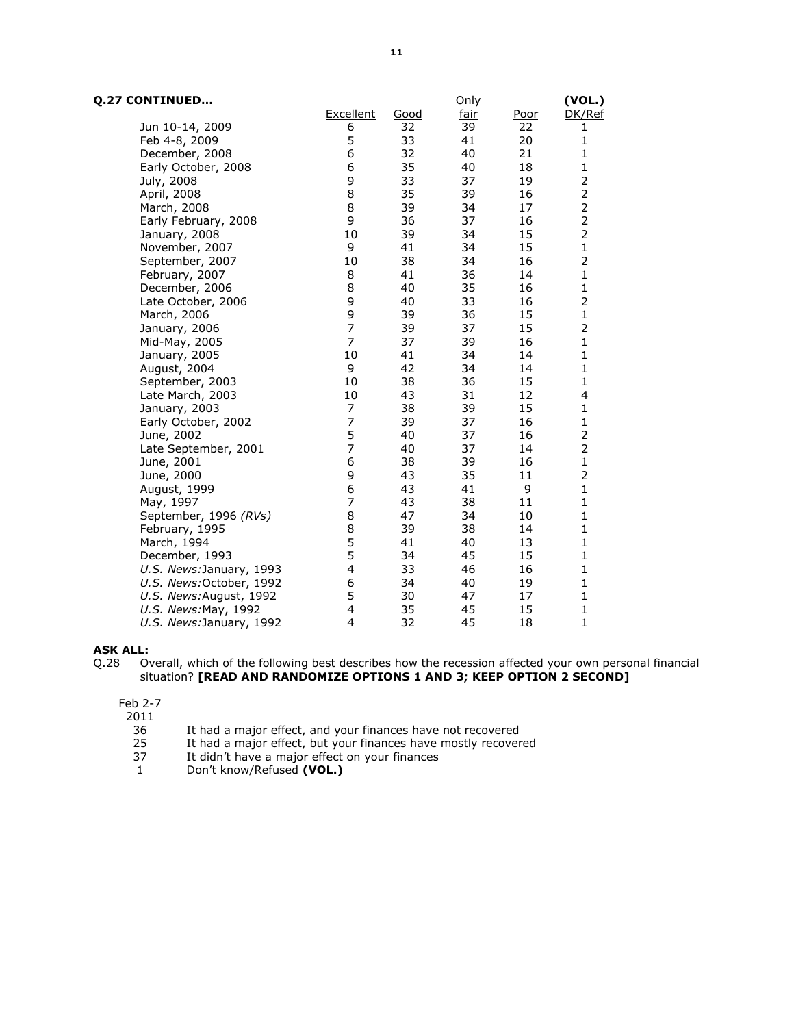**Q.27 CONTINUED…**

| | Excellent | Good | Only fair | Poor | (VOL.) DK/Ref |
|---|---|---|---|---|---|
| Jun 10-14, 2009 | 6 | 32 | 39 | 22 | 1 |
| Feb 4-8, 2009 | 5 | 33 | 41 | 20 | 1 |
| December, 2008 | 6 | 32 | 40 | 21 | 1 |
| Early October, 2008 | 6 | 35 | 40 | 18 | 1 |
| July, 2008 | 9 | 33 | 37 | 19 | 2 |
| April, 2008 | 8 | 35 | 39 | 16 | 2 |
| March, 2008 | 8 | 39 | 34 | 17 | 2 |
| Early February, 2008 | 9 | 36 | 37 | 16 | 2 |
| January, 2008 | 10 | 39 | 34 | 15 | 2 |
| November, 2007 | 9 | 41 | 34 | 15 | 1 |
| September, 2007 | 10 | 38 | 34 | 16 | 2 |
| February, 2007 | 8 | 41 | 36 | 14 | 1 |
| December, 2006 | 8 | 40 | 35 | 16 | 1 |
| Late October, 2006 | 9 | 40 | 33 | 16 | 2 |
| March, 2006 | 9 | 39 | 36 | 15 | 1 |
| January, 2006 | 7 | 39 | 37 | 15 | 2 |
| Mid-May, 2005 | 7 | 37 | 39 | 16 | 1 |
| January, 2005 | 10 | 41 | 34 | 14 | 1 |
| August, 2004 | 9 | 42 | 34 | 14 | 1 |
| September, 2003 | 10 | 38 | 36 | 15 | 1 |
| Late March, 2003 | 10 | 43 | 31 | 12 | 4 |
| January, 2003 | 7 | 38 | 39 | 15 | 1 |
| Early October, 2002 | 7 | 39 | 37 | 16 | 1 |
| June, 2002 | 5 | 40 | 37 | 16 | 2 |
| Late September, 2001 | 7 | 40 | 37 | 14 | 2 |
| June, 2001 | 6 | 38 | 39 | 16 | 1 |
| June, 2000 | 9 | 43 | 35 | 11 | 2 |
| August, 1999 | 6 | 43 | 41 | 9 | 1 |
| May, 1997 | 7 | 43 | 38 | 11 | 1 |
| September, 1996 *(RVs)* | 8 | 47 | 34 | 10 | 1 |
| February, 1995 | 8 | 39 | 38 | 14 | 1 |
| March, 1994 | 5 | 41 | 40 | 13 | 1 |
| December, 1993 | 5 | 34 | 45 | 15 | 1 |
| *U.S. News:*January, 1993 | 4 | 33 | 46 | 16 | 1 |
| *U.S. News:*October, 1992 | 6 | 34 | 40 | 19 | 1 |
| *U.S. News:*August, 1992 | 5 | 30 | 47 | 17 | 1 |
| *U.S. News:*May, 1992 | 4 | 35 | 45 | 15 | 1 |
| *U.S. News:*January, 1992 | 4 | 32 | 45 | 18 | 1 |

**ASK ALL:**

Q.28 Overall, which of the following best describes how the recession affected your own personal financial situation? **[READ AND RANDOMIZE OPTIONS 1 AND 3; KEEP OPTION 2 SECOND]**

| Feb 2-7 2011 | |
|---|---|
| 36 | It had a major effect, and your finances have not recovered |
| 25 | It had a major effect, but your finances have mostly recovered |
| 37 | It didn't have a major effect on your finances |
| 1 | Don't know/Refused **(VOL.)** |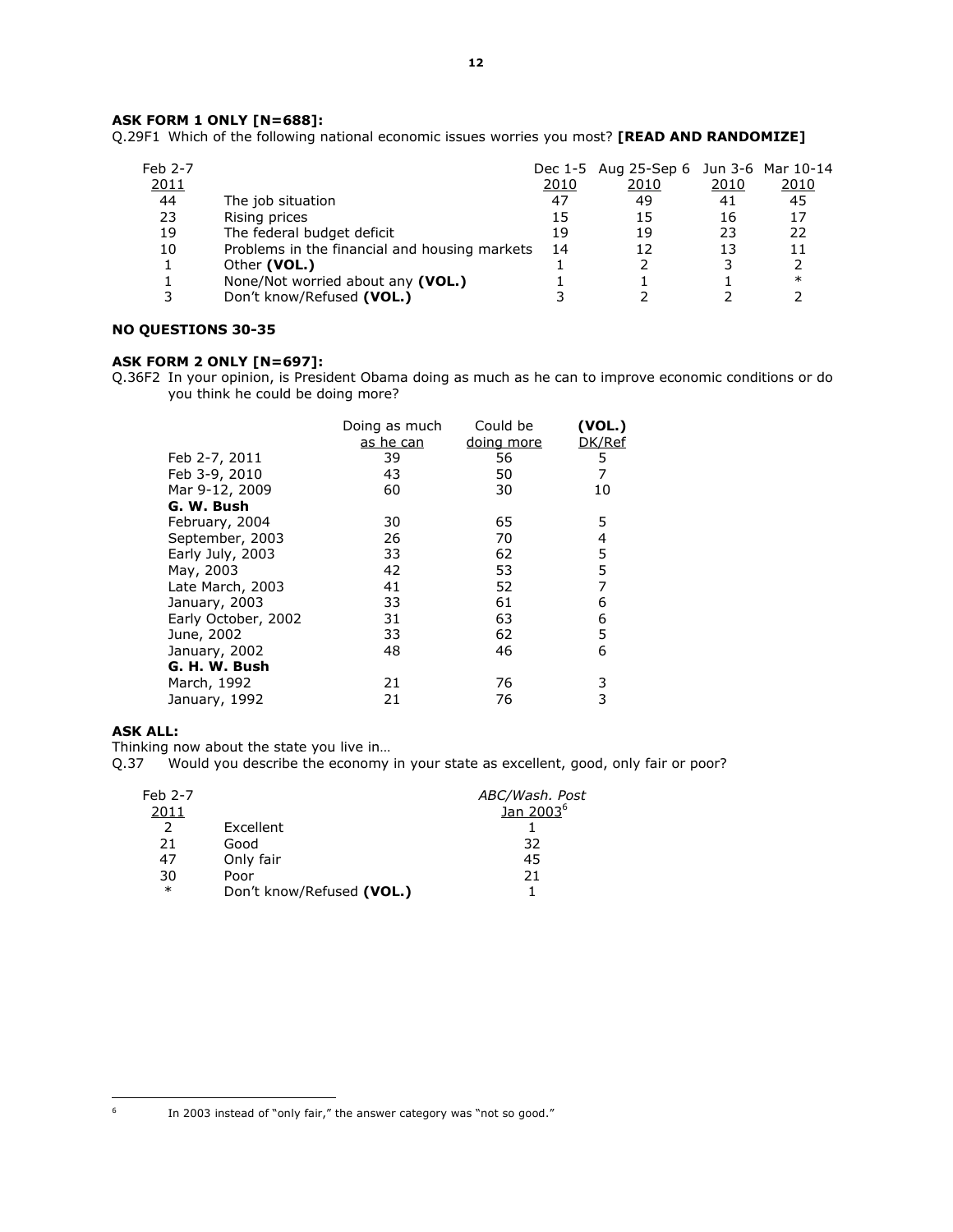**ASK FORM 1 ONLY [N=688]:**
Q.29F1 Which of the following national economic issues worries you most? **[READ AND RANDOMIZE]**

| Feb 2-7 2011 | | Dec 1-5 2010 | Aug 25-Sep 6 2010 | Jun 3-6 2010 | Mar 10-14 2010 |
|---|---|---|---|---|---|
| 44 | The job situation | 47 | 49 | 41 | 45 |
| 23 | Rising prices | 15 | 15 | 16 | 17 |
| 19 | The federal budget deficit | 19 | 19 | 23 | 22 |
| 10 | Problems in the financial and housing markets | 14 | 12 | 13 | 11 |
| 1 | Other **(VOL.)** | 1 | 2 | 3 | 2 |
| 1 | None/Not worried about any **(VOL.)** | 1 | 1 | 1 | * |
| 3 | Don't know/Refused **(VOL.)** | 3 | 2 | 2 | 2 |

**NO QUESTIONS 30-35**

**ASK FORM 2 ONLY [N=697]:**
Q.36F2 In your opinion, is President Obama doing as much as he can to improve economic conditions or do you think he could be doing more?

| | Doing as much as he can | Could be doing more | **(VOL.)** DK/Ref |
|---|---|---|---|
| Feb 2-7, 2011 | 39 | 56 | 5 |
| Feb 3-9, 2010 | 43 | 50 | 7 |
| Mar 9-12, 2009 | 60 | 30 | 10 |
| **G. W. Bush** | | | |
| February, 2004 | 30 | 65 | 5 |
| September, 2003 | 26 | 70 | 4 |
| Early July, 2003 | 33 | 62 | 5 |
| May, 2003 | 42 | 53 | 5 |
| Late March, 2003 | 41 | 52 | 7 |
| January, 2003 | 33 | 61 | 6 |
| Early October, 2002 | 31 | 63 | 6 |
| June, 2002 | 33 | 62 | 5 |
| January, 2002 | 48 | 46 | 6 |
| **G. H. W. Bush** | | | |
| March, 1992 | 21 | 76 | 3 |
| January, 1992 | 21 | 76 | 3 |

**ASK ALL:**
Thinking now about the state you live in…
Q.37 Would you describe the economy in your state as excellent, good, only fair or poor?

| Feb 2-7 2011 | | *ABC/Wash. Post* Jan 2003[6] |
|---|---|---|
| 2 | Excellent | 1 |
| 21 | Good | 32 |
| 47 | Only fair | 45 |
| 30 | Poor | 21 |
| * | Don't know/Refused **(VOL.)** | 1 |

[6] In 2003 instead of "only fair," the answer category was "not so good."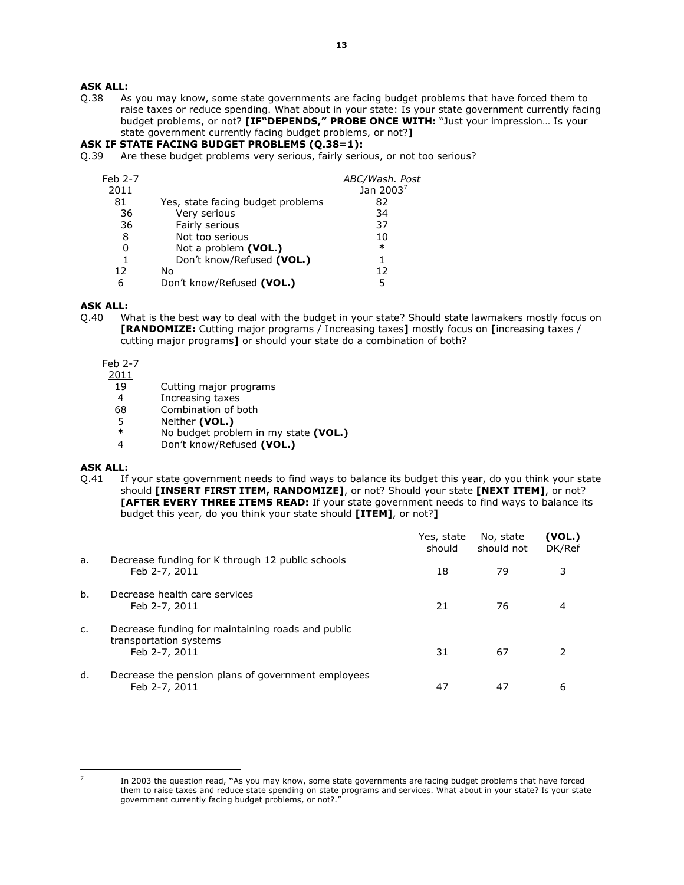**ASK ALL:**

Q.38 As you may know, some state governments are facing budget problems that have forced them to raise taxes or reduce spending. What about in your state: Is your state government currently facing budget problems, or not? **[IF"DEPENDS," PROBE ONCE WITH:** "Just your impression… Is your state government currently facing budget problems, or not?**]**

**ASK IF STATE FACING BUDGET PROBLEMS (Q.38=1):**

Q.39 Are these budget problems very serious, fairly serious, or not too serious?

| Feb 2-7 2011 | | *ABC/Wash. Post* Jan 2003[7] |
|---|---|---|
| 81 | Yes, state facing budget problems | 82 |
| 36 | Very serious | 34 |
| 36 | Fairly serious | 37 |
| 8 | Not too serious | 10 |
| 0 | Not a problem **(VOL.)** | * |
| 1 | Don't know/Refused **(VOL.)** | 1 |
| 12 | No | 12 |
| 6 | Don't know/Refused **(VOL.)** | 5 |

**ASK ALL:**

Q.40 What is the best way to deal with the budget in your state? Should state lawmakers mostly focus on **[RANDOMIZE:** Cutting major programs / Increasing taxes**]** mostly focus on **[**increasing taxes / cutting major programs**]** or should your state do a combination of both?

| Feb 2-7 2011 | |
|---|---|
| 19 | Cutting major programs |
| 4 | Increasing taxes |
| 68 | Combination of both |
| 5 | Neither **(VOL.)** |
| * | No budget problem in my state **(VOL.)** |
| 4 | Don't know/Refused **(VOL.)** |

**ASK ALL:**

Q.41 If your state government needs to find ways to balance its budget this year, do you think your state should **[INSERT FIRST ITEM, RANDOMIZE]**, or not? Should your state **[NEXT ITEM]**, or not? **[AFTER EVERY THREE ITEMS READ:** If your state government needs to find ways to balance its budget this year, do you think your state should **[ITEM]**, or not?**]**

| | | Yes, state should | No, state should not | **(VOL.)** DK/Ref |
|---|---|---|---|---|
| a. | Decrease funding for K through 12 public schools | | | |
| | Feb 2-7, 2011 | 18 | 79 | 3 |
| b. | Decrease health care services | | | |
| | Feb 2-7, 2011 | 21 | 76 | 4 |
| c. | Decrease funding for maintaining roads and public transportation systems | | | |
| | Feb 2-7, 2011 | 31 | 67 | 2 |
| d. | Decrease the pension plans of government employees | | | |
| | Feb 2-7, 2011 | 47 | 47 | 6 |

---

[7] In 2003 the question read, "As you may know, some state governments are facing budget problems that have forced them to raise taxes and reduce state spending on state programs and services. What about in your state? Is your state government currently facing budget problems, or not?."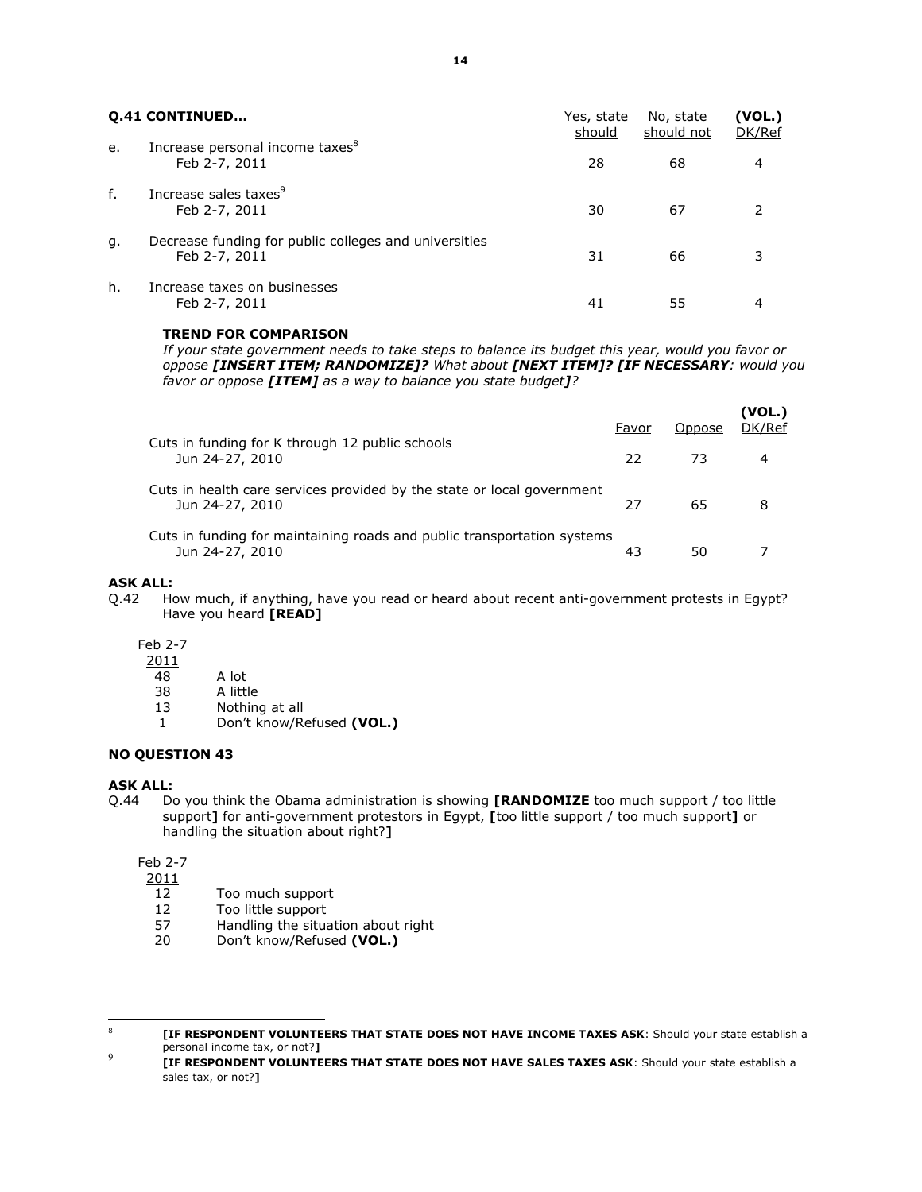**Q.41 CONTINUED…**

| | | Yes, state should | No, state should not | (VOL.) DK/Ref |
|---|---|---|---|---|
| e. | Increase personal income taxes[8] | | | |
| | Feb 2-7, 2011 | 28 | 68 | 4 |
| f. | Increase sales taxes[9] | | | |
| | Feb 2-7, 2011 | 30 | 67 | 2 |
| g. | Decrease funding for public colleges and universities | | | |
| | Feb 2-7, 2011 | 31 | 66 | 3 |
| h. | Increase taxes on businesses | | | |
| | Feb 2-7, 2011 | 41 | 55 | 4 |

**TREND FOR COMPARISON**

*If your state government needs to take steps to balance its budget this year, would you favor or oppose **[INSERT ITEM; RANDOMIZE]?** What about **[NEXT ITEM]? [IF NECESSARY**: would you favor or oppose **[ITEM]** as a way to balance you state budget**]**?*

| | Favor | Oppose | (VOL.) DK/Ref |
|---|---|---|---|
| Cuts in funding for K through 12 public schools | | | |
| Jun 24-27, 2010 | 22 | 73 | 4 |
| Cuts in health care services provided by the state or local government | | | |
| Jun 24-27, 2010 | 27 | 65 | 8 |
| Cuts in funding for maintaining roads and public transportation systems | | | |
| Jun 24-27, 2010 | 43 | 50 | 7 |

**ASK ALL:**

Q.42 How much, if anything, have you read or heard about recent anti-government protests in Egypt? Have you heard **[READ]**

| Feb 2-7 2011 | |
|---|---|
| 48 | A lot |
| 38 | A little |
| 13 | Nothing at all |
| 1 | Don't know/Refused **(VOL.)** |

**NO QUESTION 43**

**ASK ALL:**

Q.44 Do you think the Obama administration is showing **[RANDOMIZE** too much support / too little support**]** for anti-government protestors in Egypt, **[**too little support / too much support**]** or handling the situation about right?**]**

| Feb 2-7 2011 | |
|---|---|
| 12 | Too much support |
| 12 | Too little support |
| 57 | Handling the situation about right |
| 20 | Don't know/Refused **(VOL.)** |

---

8 **[IF RESPONDENT VOLUNTEERS THAT STATE DOES NOT HAVE INCOME TAXES ASK**: Should your state establish a personal income tax, or not?**]**

9 **[IF RESPONDENT VOLUNTEERS THAT STATE DOES NOT HAVE SALES TAXES ASK**: Should your state establish a sales tax, or not?**]**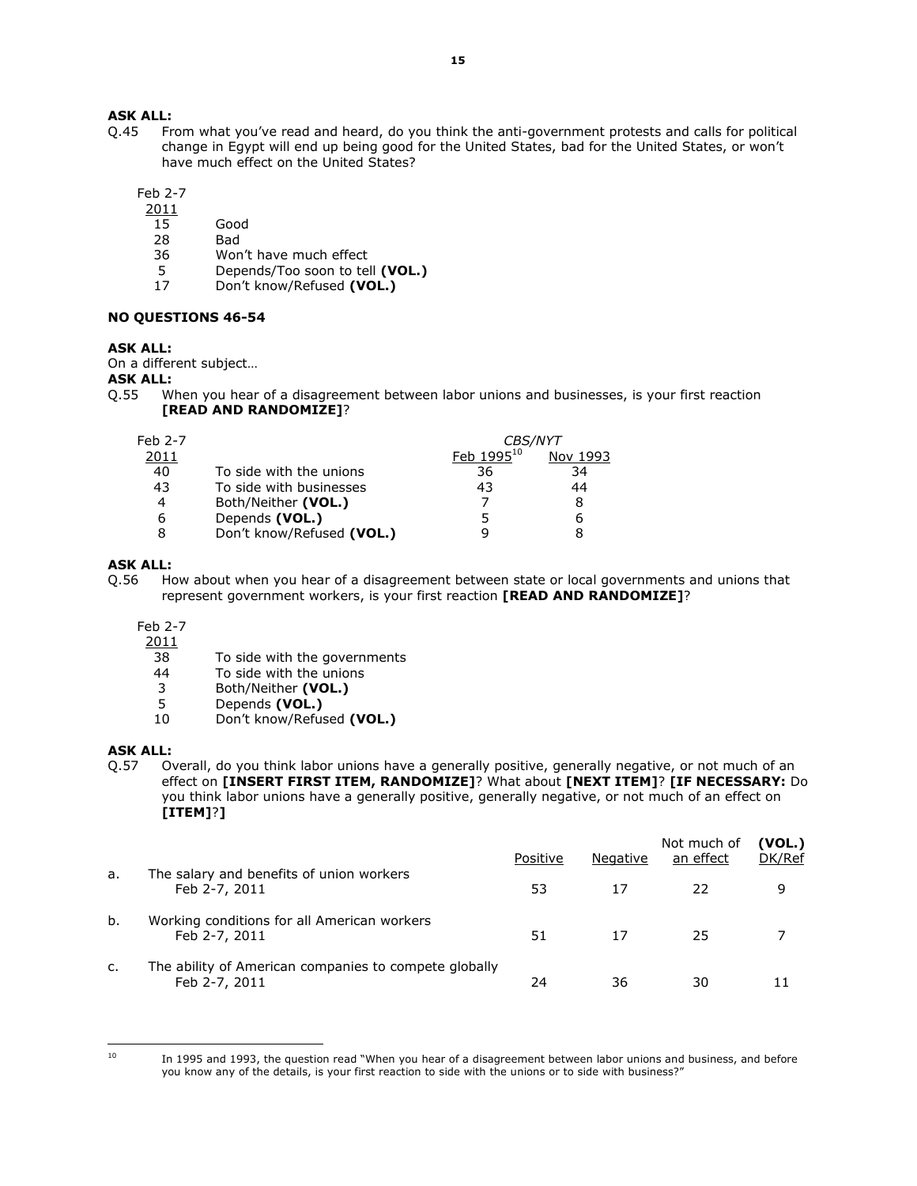**ASK ALL:**
Q.45 From what you've read and heard, do you think the anti-government protests and calls for political change in Egypt will end up being good for the United States, bad for the United States, or won't have much effect on the United States?

| Feb 2-7 2011 | |
|---|---|
| 15 | Good |
| 28 | Bad |
| 36 | Won't have much effect |
| 5 | Depends/Too soon to tell **(VOL.)** |
| 17 | Don't know/Refused **(VOL.)** |

**NO QUESTIONS 46-54**

**ASK ALL:**
On a different subject…
**ASK ALL:**
Q.55 When you hear of a disagreement between labor unions and businesses, is your first reaction **[READ AND RANDOMIZE]**?

| Feb 2-7 2011 | | *CBS/NYT* Feb 1995[10] | Nov 1993 |
|---|---|---|---|
| 40 | To side with the unions | 36 | 34 |
| 43 | To side with businesses | 43 | 44 |
| 4 | Both/Neither **(VOL.)** | 7 | 8 |
| 6 | Depends **(VOL.)** | 5 | 6 |
| 8 | Don't know/Refused **(VOL.)** | 9 | 8 |

**ASK ALL:**
Q.56 How about when you hear of a disagreement between state or local governments and unions that represent government workers, is your first reaction **[READ AND RANDOMIZE]**?

| Feb 2-7 2011 | |
|---|---|
| 38 | To side with the governments |
| 44 | To side with the unions |
| 3 | Both/Neither **(VOL.)** |
| 5 | Depends **(VOL.)** |
| 10 | Don't know/Refused **(VOL.)** |

**ASK ALL:**
Q.57 Overall, do you think labor unions have a generally positive, generally negative, or not much of an effect on **[INSERT FIRST ITEM, RANDOMIZE]**? What about **[NEXT ITEM]**? **[IF NECESSARY:** Do you think labor unions have a generally positive, generally negative, or not much of an effect on **[ITEM]**?**]**

| | | Positive | Negative | Not much of an effect | **(VOL.)** DK/Ref |
|---|---|---|---|---|---|
| a. | The salary and benefits of union workers | | | | |
| | Feb 2-7, 2011 | 53 | 17 | 22 | 9 |
| b. | Working conditions for all American workers | | | | |
| | Feb 2-7, 2011 | 51 | 17 | 25 | 7 |
| c. | The ability of American companies to compete globally | | | | |
| | Feb 2-7, 2011 | 24 | 36 | 30 | 11 |

---

[10] In 1995 and 1993, the question read "When you hear of a disagreement between labor unions and business, and before you know any of the details, is your first reaction to side with the unions or to side with business?"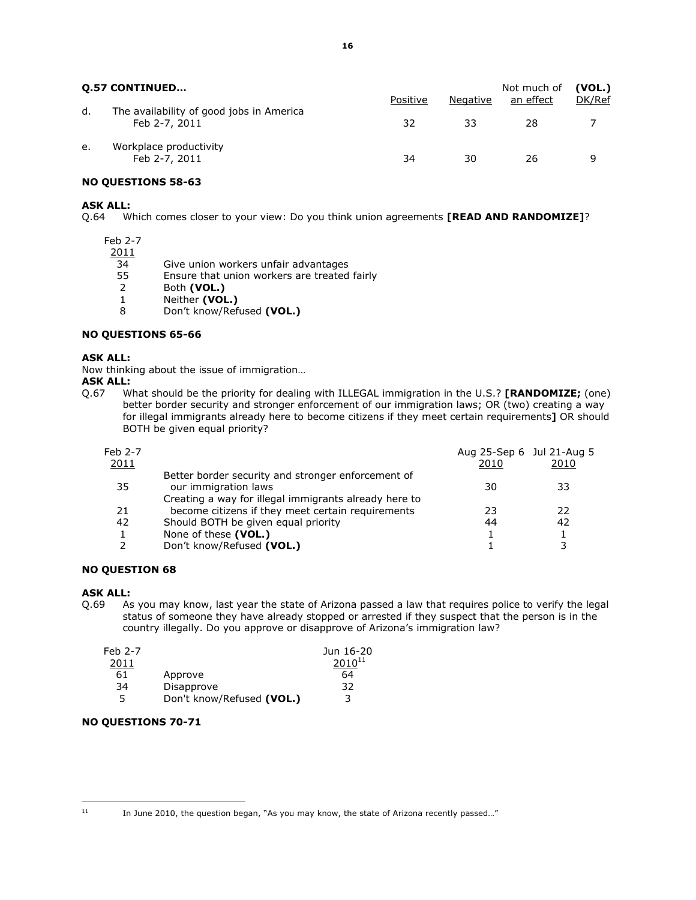**Q.57 CONTINUED…**

| | | Positive | Negative | Not much of an effect | (VOL.) DK/Ref |
|---|---|---|---|---|---|
| d. | The availability of good jobs in America | | | | |
| | Feb 2-7, 2011 | 32 | 33 | 28 | 7 |
| e. | Workplace productivity | | | | |
| | Feb 2-7, 2011 | 34 | 30 | 26 | 9 |

**NO QUESTIONS 58-63**

**ASK ALL:**
Q.64 Which comes closer to your view: Do you think union agreements **[READ AND RANDOMIZE]**?

| Feb 2-7 2011 | |
|---|---|
| 34 | Give union workers unfair advantages |
| 55 | Ensure that union workers are treated fairly |
| 2 | Both **(VOL.)** |
| 1 | Neither **(VOL.)** |
| 8 | Don't know/Refused **(VOL.)** |

**NO QUESTIONS 65-66**

**ASK ALL:**
Now thinking about the issue of immigration…
**ASK ALL:**
Q.67 What should be the priority for dealing with ILLEGAL immigration in the U.S.? **[RANDOMIZE;** (one) better border security and stronger enforcement of our immigration laws; OR (two) creating a way for illegal immigrants already here to become citizens if they meet certain requirements**]** OR should BOTH be given equal priority?

| Feb 2-7 2011 | | Aug 25-Sep 6 2010 | Jul 21-Aug 5 2010 |
|---|---|---|---|
| 35 | Better border security and stronger enforcement of our immigration laws | 30 | 33 |
| 21 | Creating a way for illegal immigrants already here to become citizens if they meet certain requirements | 23 | 22 |
| 42 | Should BOTH be given equal priority | 44 | 42 |
| 1 | None of these **(VOL.)** | 1 | 1 |
| 2 | Don't know/Refused **(VOL.)** | 1 | 3 |

**NO QUESTION 68**

**ASK ALL:**
Q.69 As you may know, last year the state of Arizona passed a law that requires police to verify the legal status of someone they have already stopped or arrested if they suspect that the person is in the country illegally. Do you approve or disapprove of Arizona's immigration law?

| Feb 2-7 2011 | | Jun 16-20 2010[11] |
|---|---|---|
| 61 | Approve | 64 |
| 34 | Disapprove | 32 |
| 5 | Don't know/Refused **(VOL.)** | 3 |

**NO QUESTIONS 70-71**

[11] In June 2010, the question began, "As you may know, the state of Arizona recently passed…"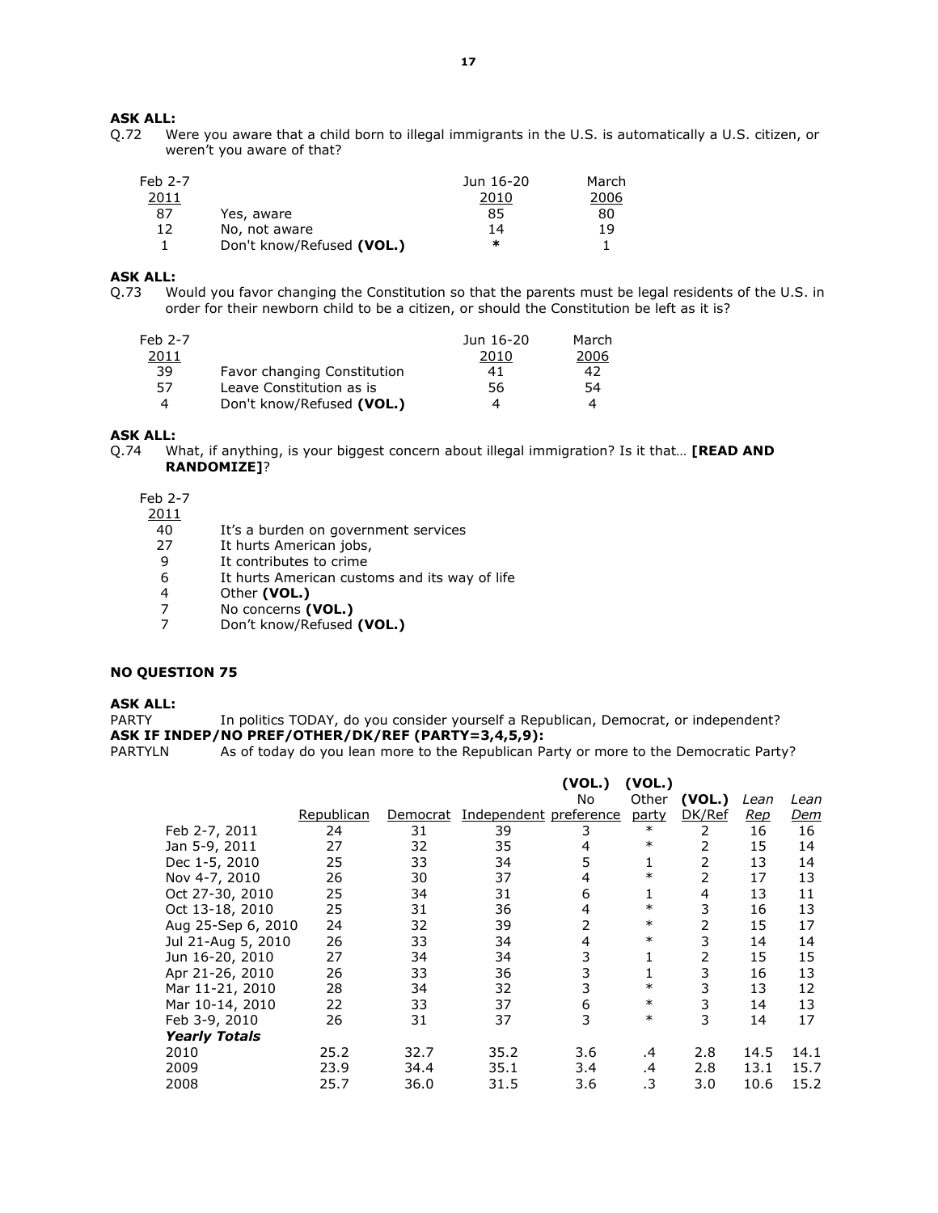**ASK ALL:**

Q.72 Were you aware that a child born to illegal immigrants in the U.S. is automatically a U.S. citizen, or weren't you aware of that?

| Feb 2-7 2011 | | Jun 16-20 2010 | March 2006 |
|---|---|---|---|
| 87 | Yes, aware | 85 | 80 |
| 12 | No, not aware | 14 | 19 |
| 1 | Don't know/Refused **(VOL.)** | * | 1 |

**ASK ALL:**

Q.73 Would you favor changing the Constitution so that the parents must be legal residents of the U.S. in order for their newborn child to be a citizen, or should the Constitution be left as it is?

| Feb 2-7 2011 | | Jun 16-20 2010 | March 2006 |
|---|---|---|---|
| 39 | Favor changing Constitution | 41 | 42 |
| 57 | Leave Constitution as is | 56 | 54 |
| 4 | Don't know/Refused **(VOL.)** | 4 | 4 |

**ASK ALL:**

Q.74 What, if anything, is your biggest concern about illegal immigration? Is it that… **[READ AND RANDOMIZE]**?

| Feb 2-7 2011 | |
|---|---|
| 40 | It's a burden on government services |
| 27 | It hurts American jobs, |
| 9 | It contributes to crime |
| 6 | It hurts American customs and its way of life |
| 4 | Other **(VOL.)** |
| 7 | No concerns **(VOL.)** |
| 7 | Don't know/Refused **(VOL.)** |

**NO QUESTION 75**

**ASK ALL:**

PARTY In politics TODAY, do you consider yourself a Republican, Democrat, or independent?

**ASK IF INDEP/NO PREF/OTHER/DK/REF (PARTY=3,4,5,9):**

PARTYLN As of today do you lean more to the Republican Party or more to the Democratic Party?

| | Republican | Democrat | Independent | (VOL.) No preference | (VOL.) Other party | (VOL.) DK/Ref | *Lean Rep* | *Lean Dem* |
|---|---|---|---|---|---|---|---|---|
| Feb 2-7, 2011 | 24 | 31 | 39 | 3 | * | 2 | 16 | 16 |
| Jan 5-9, 2011 | 27 | 32 | 35 | 4 | * | 2 | 15 | 14 |
| Dec 1-5, 2010 | 25 | 33 | 34 | 5 | 1 | 2 | 13 | 14 |
| Nov 4-7, 2010 | 26 | 30 | 37 | 4 | * | 2 | 17 | 13 |
| Oct 27-30, 2010 | 25 | 34 | 31 | 6 | 1 | 4 | 13 | 11 |
| Oct 13-18, 2010 | 25 | 31 | 36 | 4 | * | 3 | 16 | 13 |
| Aug 25-Sep 6, 2010 | 24 | 32 | 39 | 2 | * | 2 | 15 | 17 |
| Jul 21-Aug 5, 2010 | 26 | 33 | 34 | 4 | * | 3 | 14 | 14 |
| Jun 16-20, 2010 | 27 | 34 | 34 | 3 | 1 | 2 | 15 | 15 |
| Apr 21-26, 2010 | 26 | 33 | 36 | 3 | 1 | 3 | 16 | 13 |
| Mar 11-21, 2010 | 28 | 34 | 32 | 3 | * | 3 | 13 | 12 |
| Mar 10-14, 2010 | 22 | 33 | 37 | 6 | * | 3 | 14 | 13 |
| Feb 3-9, 2010 | 26 | 31 | 37 | 3 | * | 3 | 14 | 17 |
| ***Yearly Totals*** | | | | | | | | |
| 2010 | 25.2 | 32.7 | 35.2 | 3.6 | .4 | 2.8 | 14.5 | 14.1 |
| 2009 | 23.9 | 34.4 | 35.1 | 3.4 | .4 | 2.8 | 13.1 | 15.7 |
| 2008 | 25.7 | 36.0 | 31.5 | 3.6 | .3 | 3.0 | 10.6 | 15.2 |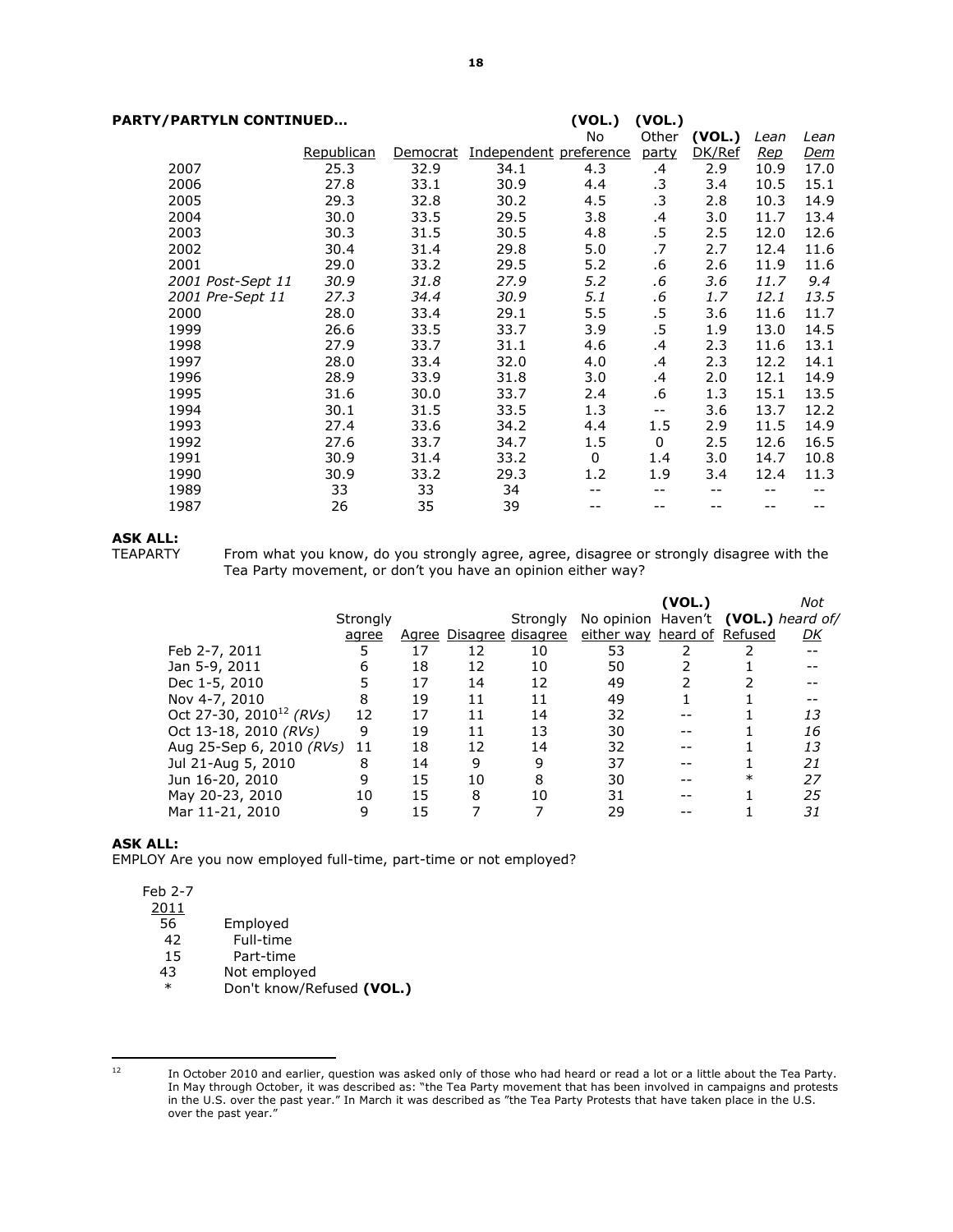**PARTY/PARTYLN CONTINUED…**

| | Republican | Democrat | Independent | (VOL.) No preference | (VOL.) Other party | (VOL.) DK/Ref | *Lean Rep* | *Lean Dem* |
|---|---|---|---|---|---|---|---|---|
| 2007 | 25.3 | 32.9 | 34.1 | 4.3 | .4 | 2.9 | 10.9 | 17.0 |
| 2006 | 27.8 | 33.1 | 30.9 | 4.4 | .3 | 3.4 | 10.5 | 15.1 |
| 2005 | 29.3 | 32.8 | 30.2 | 4.5 | .3 | 2.8 | 10.3 | 14.9 |
| 2004 | 30.0 | 33.5 | 29.5 | 3.8 | .4 | 3.0 | 11.7 | 13.4 |
| 2003 | 30.3 | 31.5 | 30.5 | 4.8 | .5 | 2.5 | 12.0 | 12.6 |
| 2002 | 30.4 | 31.4 | 29.8 | 5.0 | .7 | 2.7 | 12.4 | 11.6 |
| 2001 | 29.0 | 33.2 | 29.5 | 5.2 | .6 | 2.6 | 11.9 | 11.6 |
| *2001 Post-Sept 11* | *30.9* | *31.8* | *27.9* | *5.2* | *.6* | *3.6* | *11.7* | *9.4* |
| *2001 Pre-Sept 11* | *27.3* | *34.4* | *30.9* | *5.1* | *.6* | *1.7* | *12.1* | *13.5* |
| 2000 | 28.0 | 33.4 | 29.1 | 5.5 | .5 | 3.6 | 11.6 | 11.7 |
| 1999 | 26.6 | 33.5 | 33.7 | 3.9 | .5 | 1.9 | 13.0 | 14.5 |
| 1998 | 27.9 | 33.7 | 31.1 | 4.6 | .4 | 2.3 | 11.6 | 13.1 |
| 1997 | 28.0 | 33.4 | 32.0 | 4.0 | .4 | 2.3 | 12.2 | 14.1 |
| 1996 | 28.9 | 33.9 | 31.8 | 3.0 | .4 | 2.0 | 12.1 | 14.9 |
| 1995 | 31.6 | 30.0 | 33.7 | 2.4 | .6 | 1.3 | 15.1 | 13.5 |
| 1994 | 30.1 | 31.5 | 33.5 | 1.3 | -- | 3.6 | 13.7 | 12.2 |
| 1993 | 27.4 | 33.6 | 34.2 | 4.4 | 1.5 | 2.9 | 11.5 | 14.9 |
| 1992 | 27.6 | 33.7 | 34.7 | 1.5 | 0 | 2.5 | 12.6 | 16.5 |
| 1991 | 30.9 | 31.4 | 33.2 | 0 | 1.4 | 3.0 | 14.7 | 10.8 |
| 1990 | 30.9 | 33.2 | 29.3 | 1.2 | 1.9 | 3.4 | 12.4 | 11.3 |
| 1989 | 33 | 33 | 34 | -- | -- | -- | -- | -- |
| 1987 | 26 | 35 | 39 | -- | -- | -- | -- | -- |

**ASK ALL:**

TEAPARTY From what you know, do you strongly agree, agree, disagree or strongly disagree with the Tea Party movement, or don't you have an opinion either way?

| | Strongly agree | Agree | Disagree | Strongly disagree | No opinion either way | (VOL.) Haven't heard of | (VOL.) Refused | *Not heard of/ DK* |
|---|---|---|---|---|---|---|---|---|
| Feb 2-7, 2011 | 5 | 17 | 12 | 10 | 53 | 2 | 2 | -- |
| Jan 5-9, 2011 | 6 | 18 | 12 | 10 | 50 | 2 | 1 | -- |
| Dec 1-5, 2010 | 5 | 17 | 14 | 12 | 49 | 2 | 2 | -- |
| Nov 4-7, 2010 | 8 | 19 | 11 | 11 | 49 | 1 | 1 | -- |
| Oct 27-30, 2010[12] *(RVs)* | 12 | 17 | 11 | 14 | 32 | -- | 1 | *13* |
| Oct 13-18, 2010 *(RVs)* | 9 | 19 | 11 | 13 | 30 | -- | 1 | *16* |
| Aug 25-Sep 6, 2010 *(RVs)* | 11 | 18 | 12 | 14 | 32 | -- | 1 | *13* |
| Jul 21-Aug 5, 2010 | 8 | 14 | 9 | 9 | 37 | -- | 1 | *21* |
| Jun 16-20, 2010 | 9 | 15 | 10 | 8 | 30 | -- | * | *27* |
| May 20-23, 2010 | 10 | 15 | 8 | 10 | 31 | -- | 1 | *25* |
| Mar 11-21, 2010 | 9 | 15 | 7 | 7 | 29 | -- | 1 | *31* |

**ASK ALL:**

EMPLOY Are you now employed full-time, part-time or not employed?

| Feb 2-7 2011 | |
|---|---|
| 56 | Employed |
| 42 | Full-time |
| 15 | Part-time |
| 43 | Not employed |
| * | Don't know/Refused **(VOL.)** |

[12] In October 2010 and earlier, question was asked only of those who had heard or read a lot or a little about the Tea Party. In May through October, it was described as: "the Tea Party movement that has been involved in campaigns and protests in the U.S. over the past year." In March it was described as "the Tea Party Protests that have taken place in the U.S. over the past year."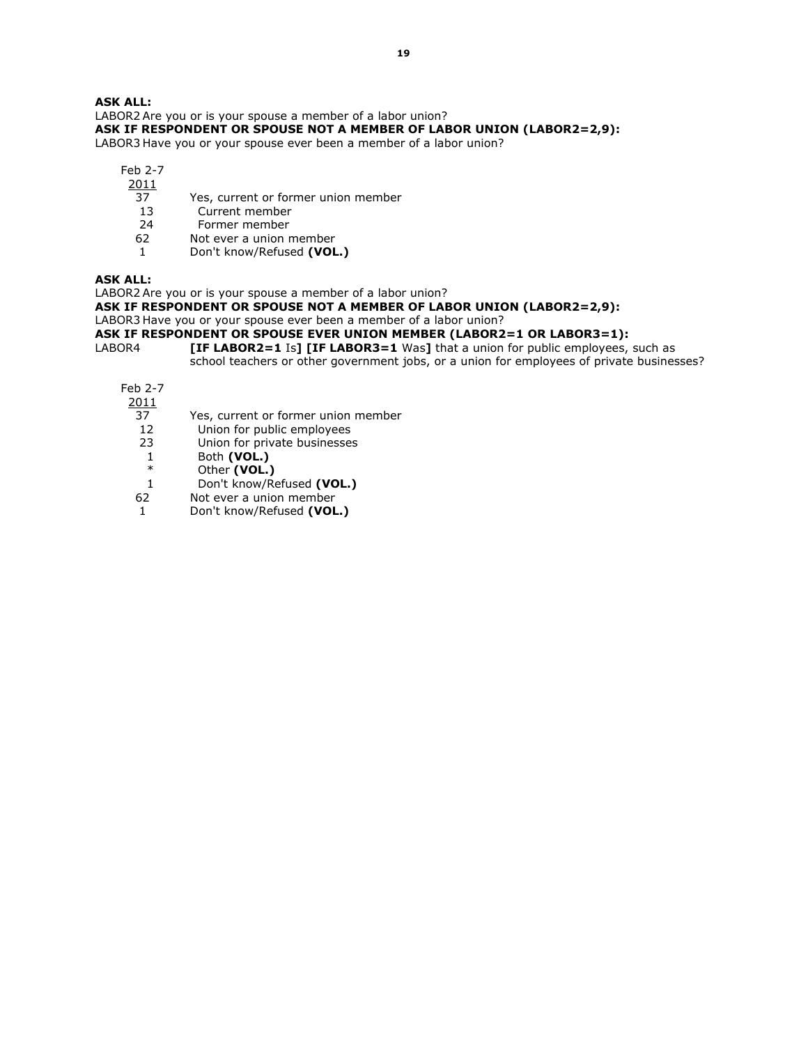**ASK ALL:**
LABOR2 Are you or is your spouse a member of a labor union?
**ASK IF RESPONDENT OR SPOUSE NOT A MEMBER OF LABOR UNION (LABOR2=2,9):**
LABOR3 Have you or your spouse ever been a member of a labor union?

| Feb 2-7 2011 | |
|---|---|
| 37 | Yes, current or former union member |
| 13 | Current member |
| 24 | Former member |
| 62 | Not ever a union member |
| 1 | Don't know/Refused **(VOL.)** |

**ASK ALL:**
LABOR2 Are you or is your spouse a member of a labor union?
**ASK IF RESPONDENT OR SPOUSE NOT A MEMBER OF LABOR UNION (LABOR2=2,9):**
LABOR3 Have you or your spouse ever been a member of a labor union?
**ASK IF RESPONDENT OR SPOUSE EVER UNION MEMBER (LABOR2=1 OR LABOR3=1):**
LABOR4 **[IF LABOR2=1** Is**] [IF LABOR3=1** Was**]** that a union for public employees, such as school teachers or other government jobs, or a union for employees of private businesses?

| Feb 2-7 2011 | |
|---|---|
| 37 | Yes, current or former union member |
| 12 | Union for public employees |
| 23 | Union for private businesses |
| 1 | Both **(VOL.)** |
| * | Other **(VOL.)** |
| 1 | Don't know/Refused **(VOL.)** |
| 62 | Not ever a union member |
| 1 | Don't know/Refused **(VOL.)** |